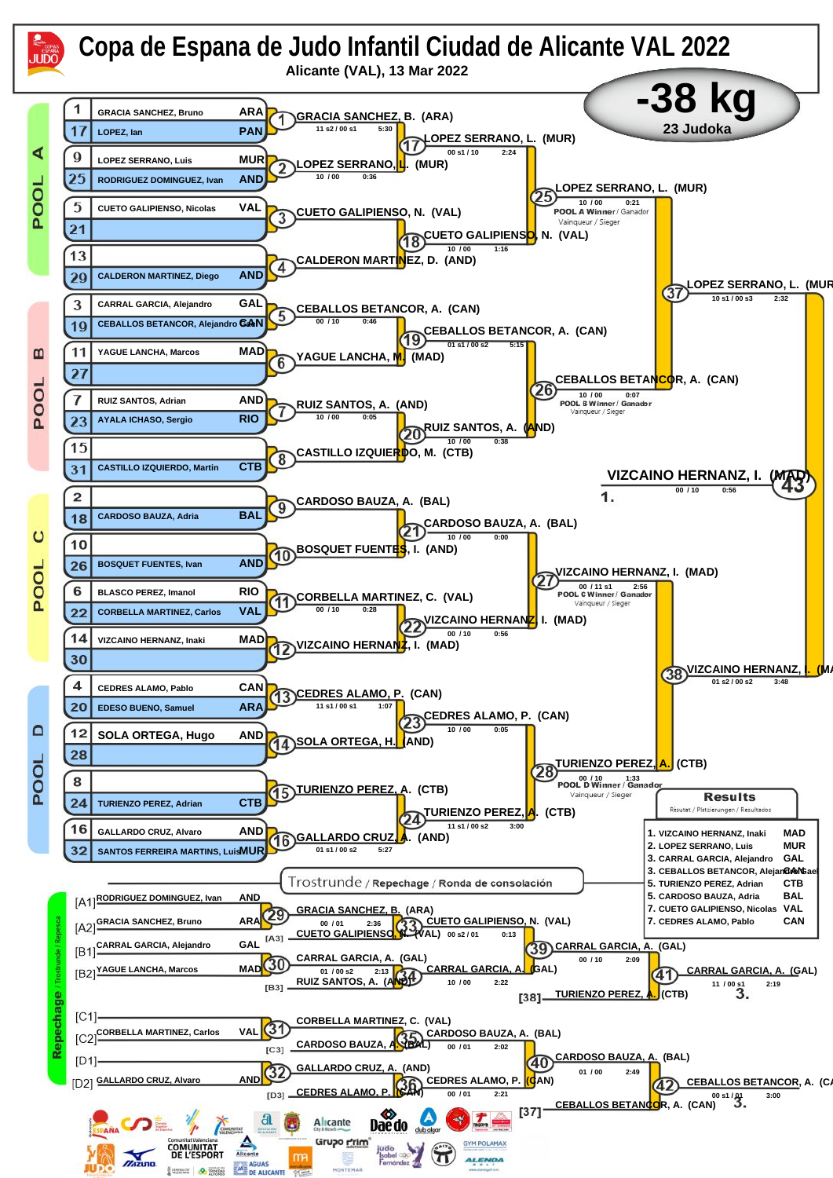# Copa de Espana de Judo Infantil Ciudad de Alicante VAL 2022

Alicante (VAL), 13 Mar 2022

## -38 kg

23 Judoka

### POOL A

| Seed | Name | Club |
|---|---|---|
| 1 | GRACIA SANCHEZ, Bruno | ARA |
| 17 | LOPEZ, Ian | PAN |
| 9 | LOPEZ SERRANO, Luis | MUR |
| 25 | RODRIGUEZ DOMINGUEZ, Ivan | AND |
| 5 | CUETO GALIPIENSO, Nicolas | VAL |
| 21 | | |
| 13 | | |
| 29 | CALDERON MARTINEZ, Diego | AND |

- (1) GRACIA SANCHEZ, B. (ARA) — 11 s2 / 00 s1 — 5:30
- (2) LOPEZ SERRANO, L. (MUR) — 10 / 00 — 0:36
- (3) CUETO GALIPIENSO, N. (VAL)
- (4) CALDERON MARTINEZ, D. (AND)
- (17) LOPEZ SERRANO, L. (MUR) — 00 s1 / 10 — 2:24
- (18) CUETO GALIPIENSO, N. (VAL) — 10 / 00 — 1:16
- (25) LOPEZ SERRANO, L. (MUR) — 10 / 00 — 0:21 — POOL A Winner / Ganador / Vainqueur / Sieger

### POOL B

| Seed | Name | Club |
|---|---|---|
| 3 | CARRAL GARCIA, Alejandro | GAL |
| 19 | CEBALLOS BETANCOR, Alejandro | CAN |
| 11 | YAGUE LANCHA, Marcos | MAD |
| 27 | | |
| 7 | RUIZ SANTOS, Adrian | AND |
| 23 | AYALA ICHASO, Sergio | RIO |
| 15 | | |
| 31 | CASTILLO IZQUIERDO, Martin | CTB |

- (5) CEBALLOS BETANCOR, A. (CAN) — 00 / 10 — 0:46
- (6) YAGUE LANCHA, M. (MAD)
- (7) RUIZ SANTOS, A. (AND) — 10 / 00 — 0:05
- (8) CASTILLO IZQUIERDO, M. (CTB)
- (19) CEBALLOS BETANCOR, A. (CAN) — 01 s1 / 00 s2 — 5:15
- (20) RUIZ SANTOS, A. (AND) — 10 / 00 — 0:38
- (26) CEBALLOS BETANCOR, A. (CAN) — 10 / 00 — 0:07 — POOL B Winner / Ganador / Vainqueur / Sieger

### POOL C

| Seed | Name | Club |
|---|---|---|
| 2 | | |
| 18 | CARDOSO BAUZA, Adria | BAL |
| 10 | | |
| 26 | BOSQUET FUENTES, Ivan | AND |
| 6 | BLASCO PEREZ, Imanol | RIO |
| 22 | CORBELLA MARTINEZ, Carlos | VAL |
| 14 | VIZCAINO HERNANZ, Inaki | MAD |
| 30 | | |

- (9) CARDOSO BAUZA, A. (BAL)
- (10) BOSQUET FUENTES, I. (AND)
- (11) CORBELLA MARTINEZ, C. (VAL) — 00 / 10 — 0:28
- (12) VIZCAINO HERNANZ, I. (MAD)
- (21) CARDOSO BAUZA, A. (BAL) — 10 / 00 — 0:00
- (22) VIZCAINO HERNANZ, I. (MAD) — 00 / 10 — 0:56
- (27) VIZCAINO HERNANZ, I. (MAD) — 00 / 11 s1 — 2:56 — POOL C Winner / Ganador / Vainqueur / Sieger

### POOL D

| Seed | Name | Club |
|---|---|---|
| 4 | CEDRES ALAMO, Pablo | CAN |
| 20 | EDESO BUENO, Samuel | ARA |
| 12 | SOLA ORTEGA, Hugo | AND |
| 28 | | |
| 8 | | |
| 24 | TURIENZO PEREZ, Adrian | CTB |
| 16 | GALLARDO CRUZ, Alvaro | AND |
| 32 | SANTOS FERREIRA MARTINS, Luis | MUR |

- (13) CEDRES ALAMO, P. (CAN) — 11 s1 / 00 s1 — 1:07
- (14) SOLA ORTEGA, H. (AND)
- (15) TURIENZO PEREZ, A. (CTB)
- (16) GALLARDO CRUZ, A. (AND) — 01 s1 / 00 s2 — 5:27
- (23) CEDRES ALAMO, P. (CAN) — 10 / 00 — 0:05
- (24) TURIENZO PEREZ, A. (CTB) — 11 s1 / 00 s2 — 3:00
- (28) TURIENZO PEREZ, A. (CTB) — 00 / 10 — 1:33 — POOL D Winner / Ganador / Vainqueur / Sieger

### Semi-finals and Final

- (37) LOPEZ SERRANO, L. (MUR) — 10 s1 / 00 s3 — 2:32
- (38) VIZCAINO HERNANZ, I. (MAD) — 01 s2 / 00 s2 — 3:48
- (43) VIZCAINO HERNANZ, I. (MAD) — 00 / 10 — 0:56 — 1.

### Trostrunde / Repechage / Ronda de consolación

- [A1] RODRIGUEZ DOMINGUEZ, Ivan — AND
- [A2] GRACIA SANCHEZ, Bruno — ARA
- [B1] CARRAL GARCIA, Alejandro — GAL
- [B2] YAGUE LANCHA, Marcos — MAD
- [C1]
- [C2] CORBELLA MARTINEZ, Carlos — VAL
- [D1]
- [D2] GALLARDO CRUZ, Alvaro — AND

- (29) GRACIA SANCHEZ, B. (ARA) — 00 / 01 — 2:36
- [A3] CUETO GALIPIENSO, N. (VAL)
- (33) CUETO GALIPIENSO, N. (VAL) — 00 s2 / 01 — 0:13
- (30) CARRAL GARCIA, A. (GAL) — 01 / 00 s2 — 2:13
- [B3] RUIZ SANTOS, A. (AND)
- (34) CARRAL GARCIA, A. (GAL) — 10 / 00 — 2:22
- (39) CARRAL GARCIA, A. (GAL) — 00 / 10 — 2:09
- [38] TURIENZO PEREZ, A. (CTB)
- (41) CARRAL GARCIA, A. (GAL) — 11 / 00 s1 — 2:19 — 3.
- (31) CORBELLA MARTINEZ, C. (VAL)
- [C3] CARDOSO BAUZA, A. (BAL)
- (35) CARDOSO BAUZA, A. (BAL) — 00 / 01 — 2:02
- (32) GALLARDO CRUZ, A. (AND)
- [D3] CEDRES ALAMO, P. (CAN)
- (36) CEDRES ALAMO, P. (CAN) — 00 / 01 — 2:21
- (40) CARDOSO BAUZA, A. (BAL) — 01 / 00 — 2:49
- [37] CEBALLOS BETANCOR, A. (CAN)
- (42) CEBALLOS BETANCOR, A. (CAN) — 00 s1 / 01 — 3:00 — 3.

### Results

Résutat / Platzierungen / Resultados

| Place | Name | Club |
|---|---|---|
| 1. | VIZCAINO HERNANZ, Inaki | MAD |
| 2. | LOPEZ SERRANO, Luis | MUR |
| 3. | CARRAL GARCIA, Alejandro | GAL |
| 3. | CEBALLOS BETANCOR, Alejandro Samuel | CAN |
| 5. | TURIENZO PEREZ, Adrian | CTB |
| 5. | CARDOSO BAUZA, Adria | BAL |
| 7. | CUETO GALIPIENSO, Nicolas | VAL |
| 7. | CEDRES ALAMO, Pablo | CAN |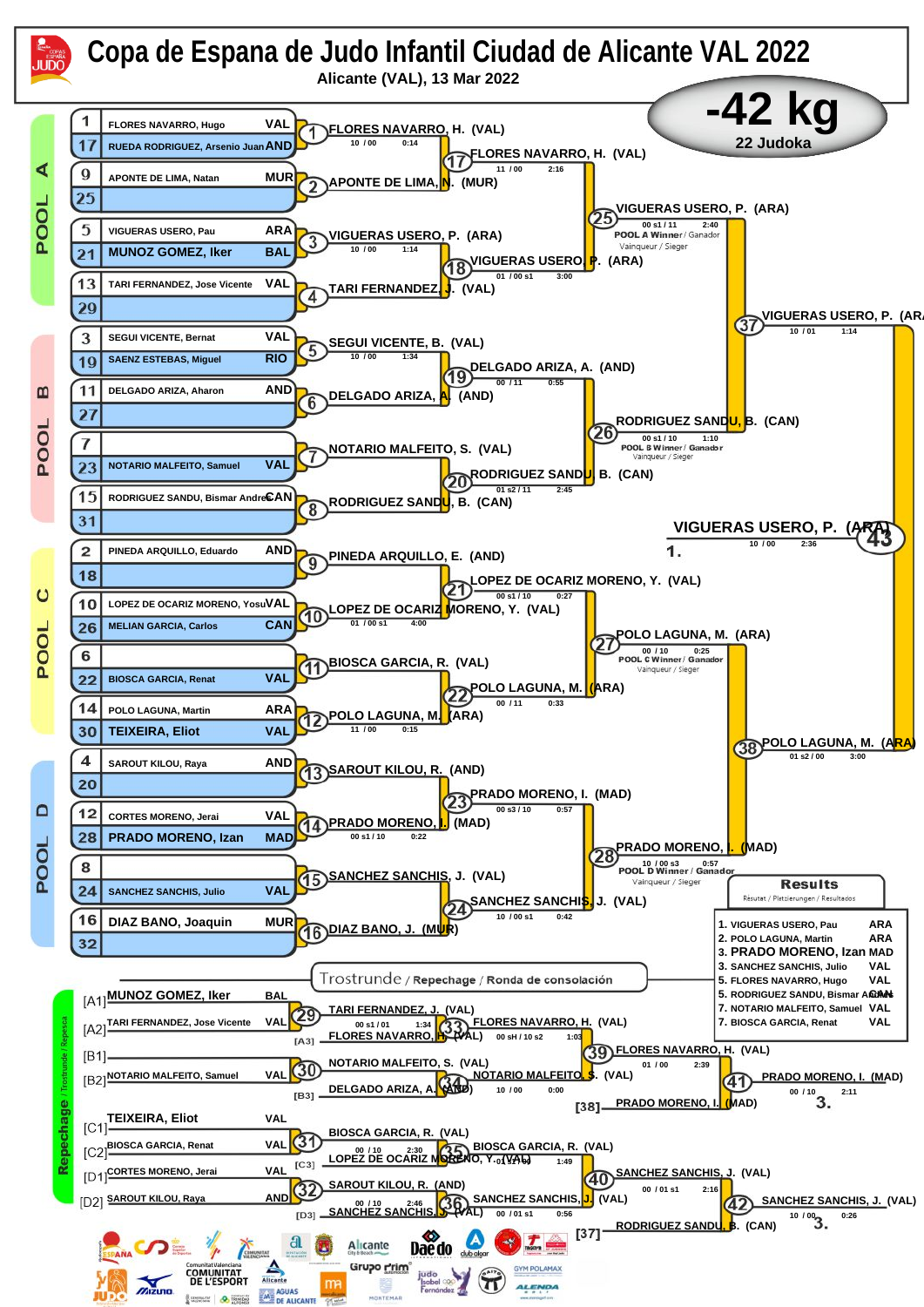# Copa de Espana de Judo Infantil Ciudad de Alicante VAL 2022

Alicante (VAL), 13 Mar 2022

## -42 kg

22 Judoka

### POOL A

| Seed | Name | Club |
|---|---|---|
| 1 | FLORES NAVARRO, Hugo | VAL |
| 17 | RUEDA RODRIGUEZ, Arsenio Juan | AND |
| 9 | APONTE DE LIMA, Natan | MUR |
| 25 | | |
| 5 | VIGUERAS USERO, Pau | ARA |
| 21 | MUNOZ GOMEZ, Iker | BAL |
| 13 | TARI FERNANDEZ, Jose Vicente | VAL |
| 29 | | |

- (1) FLORES NAVARRO, H. (VAL) — 10 / 00 — 0:14
- (2) APONTE DE LIMA, N. (MUR)
- (3) VIGUERAS USERO, P. (ARA) — 10 / 00 — 1:14
- (4) TARI FERNANDEZ, J. (VAL)
- (17) FLORES NAVARRO, H. (VAL) — 11 / 00 — 2:16
- (18) VIGUERAS USERO, P. (ARA) — 01 / 00 s1 — 3:00
- (25) VIGUERAS USERO, P. (ARA) — 00 s1 / 11 — 2:40 — POOL A Winner / Ganador / Vainqueur / Sieger

### POOL B

| Seed | Name | Club |
|---|---|---|
| 3 | SEGUI VICENTE, Bernat | VAL |
| 19 | SAENZ ESTEBAS, Miguel | RIO |
| 11 | DELGADO ARIZA, Aharon | AND |
| 27 | | |
| 7 | | |
| 23 | NOTARIO MALFEITO, Samuel | VAL |
| 15 | RODRIGUEZ SANDU, Bismar Andrei | CAN |
| 31 | | |

- (5) SEGUI VICENTE, B. (VAL) — 10 / 00 — 1:34
- (6) DELGADO ARIZA, A. (AND)
- (7) NOTARIO MALFEITO, S. (VAL)
- (8) RODRIGUEZ SANDU, B. (CAN)
- (19) DELGADO ARIZA, A. (AND) — 00 / 11 — 0:55
- (20) RODRIGUEZ SANDU, B. (CAN) — 01 s2 / 11 — 2:45
- (26) RODRIGUEZ SANDU, B. (CAN) — 00 s1 / 10 — 1:10 — POOL B Winner / Ganador / Vainqueur / Sieger

- (37) VIGUERAS USERO, P. (ARA) — 10 / 01 — 1:14

### POOL C

| Seed | Name | Club |
|---|---|---|
| 2 | PINEDA ARQUILLO, Eduardo | AND |
| 18 | | |
| 10 | LOPEZ DE OCARIZ MORENO, Yosu | VAL |
| 26 | MELIAN GARCIA, Carlos | CAN |
| 6 | | |
| 22 | BIOSCA GARCIA, Renat | VAL |
| 14 | POLO LAGUNA, Martin | ARA |
| 30 | TEIXEIRA, Eliot | VAL |

- (9) PINEDA ARQUILLO, E. (AND)
- (10) LOPEZ DE OCARIZ MORENO, Y. (VAL) — 01 / 00 s1 — 4:00
- (11) BIOSCA GARCIA, R. (VAL)
- (12) POLO LAGUNA, M. (ARA) — 11 / 00 — 0:15
- (21) LOPEZ DE OCARIZ MORENO, Y. (VAL) — 00 s1 / 10 — 0:27
- (22) POLO LAGUNA, M. (ARA) — 00 / 11 — 0:33
- (27) POLO LAGUNA, M. (ARA) — 00 / 10 — 0:25 — POOL C Winner / Ganador / Vainqueur / Sieger

### POOL D

| Seed | Name | Club |
|---|---|---|
| 4 | SAROUT KILOU, Raya | AND |
| 20 | | |
| 12 | CORTES MORENO, Jerai | VAL |
| 28 | PRADO MORENO, Izan | MAD |
| 8 | | |
| 24 | SANCHEZ SANCHIS, Julio | VAL |
| 16 | DIAZ BANO, Joaquin | MUR |
| 32 | | |

- (13) SAROUT KILOU, R. (AND)
- (14) PRADO MORENO, I. (MAD) — 00 s1 / 10 — 0:22
- (15) SANCHEZ SANCHIS, J. (VAL)
- (16) DIAZ BANO, J. (MUR)
- (23) PRADO MORENO, I. (MAD) — 00 s3 / 10 — 0:57
- (24) SANCHEZ SANCHIS, J. (VAL) — 10 / 00 s1 — 0:42
- (28) PRADO MORENO, I. (MAD) — 10 / 00 s3 — 0:57 — POOL D Winner / Ganador / Vainqueur / Sieger

- (38) POLO LAGUNA, M. (ARA) — 01 s2 / 00 — 3:00

### Final

- (43) VIGUERAS USERO, P. (ARA) — 10 / 00 — 2:36 — 1.

### Trostrunde / Repechage / Ronda de consolación

- [A1] MUNOZ GOMEZ, Iker — BAL
- [A2] TARI FERNANDEZ, Jose Vicente — VAL
- (29) TARI FERNANDEZ, J. (VAL) — 00 s1 / 01 — 1:34
- [A3] FLORES NAVARRO, H. (VAL)
- (33) FLORES NAVARRO, H. (VAL) — 00 sH / 10 s2 — 1:03
- [B1]
- [B2] NOTARIO MALFEITO, Samuel — VAL
- (30) NOTARIO MALFEITO, S. (VAL)
- [B3] DELGADO ARIZA, A. (AND)
- (34) NOTARIO MALFEITO, S. (VAL) — 10 / 00 — 0:00
- (39) FLORES NAVARRO, H. (VAL) — 01 / 00 — 2:39
- [38] PRADO MORENO, I. (MAD)
- (41) PRADO MORENO, I. (MAD) — 00 / 10 — 2:11 — 3.
- [C1] TEIXEIRA, Eliot — VAL
- [C2] BIOSCA GARCIA, Renat — VAL
- (31) BIOSCA GARCIA, R. (VAL) — 00 / 10 — 2:30
- [C3] LOPEZ DE OCARIZ MORENO, Y. (VAL)
- (35) BIOSCA GARCIA, R. (VAL) — 01 / 00 — 1:49
- [D1] CORTES MORENO, Jerai — VAL
- [D2] SAROUT KILOU, Raya — AND
- (32) SAROUT KILOU, R. (AND) — 00 / 10 — 2:46
- [D3] SANCHEZ SANCHIS, J. (VAL)
- (36) SANCHEZ SANCHIS, J. (VAL) — 00 / 01 s1 — 0:56
- (40) SANCHEZ SANCHIS, J. (VAL) — 00 / 01 s1 — 2:16
- [37] RODRIGUEZ SANDU, B. (CAN)
- (42) SANCHEZ SANCHIS, J. (VAL) — 10 / 00 — 0:26 — 3.

### Results

Résultat / Platzierungen / Resultados

| Place | Name | Club |
|---|---|---|
| 1. | VIGUERAS USERO, Pau | ARA |
| 2. | POLO LAGUNA, Martin | ARA |
| 3. | PRADO MORENO, Izan | MAD |
| 3. | SANCHEZ SANCHIS, Julio | VAL |
| 5. | FLORES NAVARRO, Hugo | VAL |
| 5. | RODRIGUEZ SANDU, Bismar Andrei | CAN |
| 7. | NOTARIO MALFEITO, Samuel | VAL |
| 7. | BIOSCA GARCIA, Renat | VAL |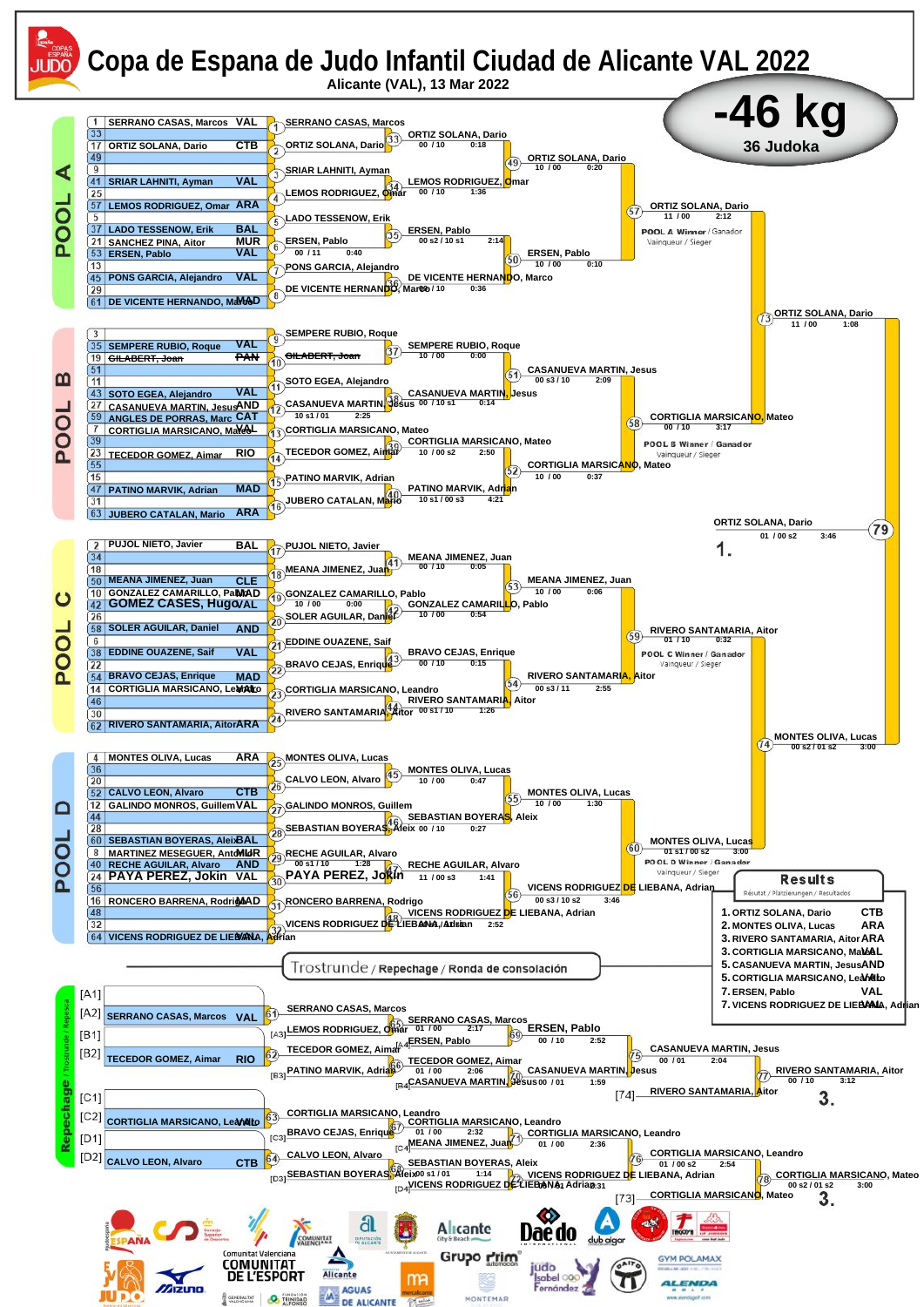# Copa de Espana de Judo Infantil Ciudad de Alicante VAL 2022

**Alicante (VAL), 13 Mar 2022**

## -46 kg

**36 Judoka**

### POOL A

| No. | Draw | Name | Club |
|---|---|---|---|
| 1 | 33 | SERRANO CASAS, Marcos | VAL |
| 17 | 49 | ORTIZ SOLANA, Dario | CTB |
| 9 | 41 | SRIAR LAHNITI, Ayman | VAL |
| 25 | 57 | LEMOS RODRIGUEZ, Omar | ARA |
| 5 | 37 | LADO TESSENOW, Erik | BAL |
| 21 | | SANCHEZ PINA, Aitor | MUR |
| 53 | | ERSEN, Pablo | VAL |
| 13 | 45 | PONS GARCIA, Alejandro | VAL |
| 29 | 61 | DE VICENTE HERNANDO, Marco | MAD |

- (1) SERRANO CASAS, Marcos
- (2) ORTIZ SOLANA, Dario
- (33) ORTIZ SOLANA, Dario — 00 / 10 — 0:18
- (3) SRIAR LAHNITI, Ayman
- (4) LEMOS RODRIGUEZ, Omar
- (34) LEMOS RODRIGUEZ, Omar — 00 / 10 — 1:36
- (49) ORTIZ SOLANA, Dario — 10 / 00 — 0:20
- (5) LADO TESSENOW, Erik
- (6) ERSEN, Pablo — 00 / 11 — 0:40
- (35) ERSEN, Pablo — 00 s2 / 10 s1 — 2:14
- (7) PONS GARCIA, Alejandro
- (8) DE VICENTE HERNANDO, Marco
- (36) DE VICENTE HERNANDO, Marco — 00 / 10 — 0:36
- (50) ERSEN, Pablo — 10 / 00 — 0:10
- (57) ORTIZ SOLANA, Dario — 11 / 00 — 2:12 — POOL A Winner / Ganador / Vainqueur / Sieger

### POOL B

| No. | Draw | Name | Club |
|---|---|---|---|
| 3 | 35 | SEMPERE RUBIO, Roque | VAL |
| 19 | 51 | ~~GILABERT, Joan~~ | ~~PAN~~ |
| 11 | 43 | SOTO EGEA, Alejandro | VAL |
| 27 | | CASANUEVA MARTIN, Jesus | AND |
| 59 | | ANGLES DE PORRAS, Marc | CAT |
| 7 | 39 | CORTIGLIA MARSICANO, Mateo | VAL |
| 23 | 55 | TECEDOR GOMEZ, Aimar | RIO |
| 15 | 47 | PATINO MARVIK, Adrian | MAD |
| 31 | 63 | JUBERO CATALAN, Mario | ARA |

- (9) SEMPERE RUBIO, Roque
- (10) ~~GILABERT, Joan~~
- (37) SEMPERE RUBIO, Roque — 10 / 00 — 0:00
- (11) SOTO EGEA, Alejandro
- (12) CASANUEVA MARTIN, Jesus — 10 s1 / 01 — 2:25
- (38) CASANUEVA MARTIN, Jesus — 00 / 10 s1 — 0:14
- (51) CASANUEVA MARTIN, Jesus — 00 s3 / 10 — 2:09
- (13) CORTIGLIA MARSICANO, Mateo
- (14) TECEDOR GOMEZ, Aimar
- (39) CORTIGLIA MARSICANO, Mateo — 10 / 00 s2 — 2:50
- (15) PATINO MARVIK, Adrian
- (16) JUBERO CATALAN, Mario
- (40) PATINO MARVIK, Adrian — 10 s1 / 00 s3 — 4:21
- (52) CORTIGLIA MARSICANO, Mateo — 10 / 00 — 0:37
- (58) CORTIGLIA MARSICANO, Mateo — 00 / 10 — 3:17 — POOL B Winner / Ganador / Vainqueur / Sieger

- (73) ORTIZ SOLANA, Dario — 11 / 00 — 1:08

### POOL C

| No. | Draw | Name | Club |
|---|---|---|---|
| 2 | 34 | PUJOL NIETO, Javier | BAL |
| 18 | 50 | MEANA JIMENEZ, Juan | CLE |
| 10 | | GONZALEZ CAMARILLO, Pablo | MAD |
| 42 | | GOMEZ CASES, Hugo | VAL |
| 26 | 58 | SOLER AGUILAR, Daniel | AND |
| 6 | 38 | EDDINE OUAZENE, Saif | VAL |
| 22 | 54 | BRAVO CEJAS, Enrique | MAD |
| 14 | 46 | CORTIGLIA MARSICANO, Leandro | VAL |
| 30 | 62 | RIVERO SANTAMARIA, Aitor | ARA |

- (17) PUJOL NIETO, Javier
- (18) MEANA JIMENEZ, Juan
- (41) MEANA JIMENEZ, Juan — 00 / 10 — 0:05
- (19) GONZALEZ CAMARILLO, Pablo — 10 / 00 — 0:00
- (20) SOLER AGUILAR, Daniel
- (42) GONZALEZ CAMARILLO, Pablo — 10 / 00 — 0:54
- (53) MEANA JIMENEZ, Juan — 10 / 00 — 0:06
- (21) EDDINE OUAZENE, Saif
- (22) BRAVO CEJAS, Enrique
- (43) BRAVO CEJAS, Enrique — 00 / 10 — 0:15
- (23) CORTIGLIA MARSICANO, Leandro
- (24) RIVERO SANTAMARIA, Aitor
- (44) RIVERO SANTAMARIA, Aitor — 00 s1 / 10 — 1:26
- (54) RIVERO SANTAMARIA, Aitor — 00 s3 / 11 — 2:55
- (59) RIVERO SANTAMARIA, Aitor — 01 / 10 — 0:32 — POOL C Winner / Ganador / Vainqueur / Sieger

### POOL D

| No. | Draw | Name | Club |
|---|---|---|---|
| 4 | 36 | MONTES OLIVA, Lucas | ARA |
| 20 | 52 | CALVO LEON, Alvaro | CTB |
| 12 | 44 | GALINDO MONROS, Guillem | VAL |
| 28 | 60 | SEBASTIAN BOYERAS, Aleix | BAL |
| 8 | | MARTINEZ MESEGUER, Antonio | MUR |
| 40 | | RECHE AGUILAR, Alvaro | AND |
| 24 | 56 | PAYA PEREZ, Jokin | VAL |
| 16 | 48 | RONCERO BARRENA, Rodrigo | MAD |
| 32 | 64 | VICENS RODRIGUEZ DE LIEBANA, Adrian | VAL |

- (25) MONTES OLIVA, Lucas
- (26) CALVO LEON, Alvaro
- (45) MONTES OLIVA, Lucas — 10 / 00 — 0:47
- (27) GALINDO MONROS, Guillem
- (28) SEBASTIAN BOYERAS, Aleix
- (46) SEBASTIAN BOYERAS, Aleix — 00 / 10 — 0:27
- (55) MONTES OLIVA, Lucas — 10 / 00 — 1:30
- (29) RECHE AGUILAR, Alvaro — 00 s1 / 10 — 1:28
- (30) PAYA PEREZ, Jokin
- (47) RECHE AGUILAR, Alvaro — 11 / 00 s3 — 1:41
- (31) RONCERO BARRENA, Rodrigo
- (32) VICENS RODRIGUEZ DE LIEBANA, Adrian
- (48) VICENS RODRIGUEZ DE LIEBANA, Adrian — 2:52
- (56) VICENS RODRIGUEZ DE LIEBANA, Adrian — 00 s3 / 10 s2 — 3:46
- (60) MONTES OLIVA, Lucas — 01 s1 / 00 s2 — 3:00 — POOL D Winner / Ganador / Vainqueur / Sieger

- (74) MONTES OLIVA, Lucas — 00 s2 / 01 s2 — 3:00

### Final

- (79) ORTIZ SOLANA, Dario — 01 / 00 s2 — 3:46 — **1.**

## Results

Résultat / Platzierungen / Resultados

1. ORTIZ SOLANA, Dario — CTB
2. MONTES OLIVA, Lucas — ARA
3. RIVERO SANTAMARIA, Aitor — ARA
3. CORTIGLIA MARSICANO, Mateo — VAL
5. CASANUEVA MARTIN, Jesus — AND
5. CORTIGLIA MARSICANO, Leandro — VAL
7. ERSEN, Pablo — VAL
7. VICENS RODRIGUEZ DE LIEBANA, Adrian — VAL

## Trostrunde / Repechage / Ronda de consolación

| Slot | Name | Club |
|---|---|---|
| [A1] | | |
| [A2] | SERRANO CASAS, Marcos | VAL |
| [B1] | | |
| [B2] | TECEDOR GOMEZ, Aimar | RIO |
| [C1] | | |
| [C2] | CORTIGLIA MARSICANO, Leandro | VAL |
| [D1] | | |
| [D2] | CALVO LEON, Alvaro | CTB |

- (61) SERRANO CASAS, Marcos
- [A3] LEMOS RODRIGUEZ, Omar
- (65) SERRANO CASAS, Marcos — 01 / 00 — 2:17
- [A4] ERSEN, Pablo
- (69) ERSEN, Pablo — 00 / 10 — 2:52
- (62) TECEDOR GOMEZ, Aimar
- [B3] PATINO MARVIK, Adrian
- (66) TECEDOR GOMEZ, Aimar — 01 / 00 — 2:06
- [B4] CASANUEVA MARTIN, Jesus
- (70) CASANUEVA MARTIN, Jesus — 00 / 01 — 1:59
- (75) CASANUEVA MARTIN, Jesus — 00 / 01 — 2:04
- [74] RIVERO SANTAMARIA, Aitor
- (77) RIVERO SANTAMARIA, Aitor — 00 / 10 — 3:12 — **3.**
- (63) CORTIGLIA MARSICANO, Leandro
- [C3] BRAVO CEJAS, Enrique
- (67) CORTIGLIA MARSICANO, Leandro — 01 / 00 — 2:32
- [C4] MEANA JIMENEZ, Juan
- (71) CORTIGLIA MARSICANO, Leandro — 01 / 00 — 2:36
- (64) CALVO LEON, Alvaro
- [D3] SEBASTIAN BOYERAS, Aleix
- (68) SEBASTIAN BOYERAS, Aleix — 00 s1 / 01 — 1:14
- [D4] VICENS RODRIGUEZ DE LIEBANA, Adrian
- (72) VICENS RODRIGUEZ DE LIEBANA, Adrian — 00 s1 / 01 — 2:31
- (76) CORTIGLIA MARSICANO, Leandro — 01 / 00 s2 — 2:54
- [73] CORTIGLIA MARSICANO, Mateo
- (78) CORTIGLIA MARSICANO, Mateo — 00 s2 / 01 s2 — 3:00 — **3.**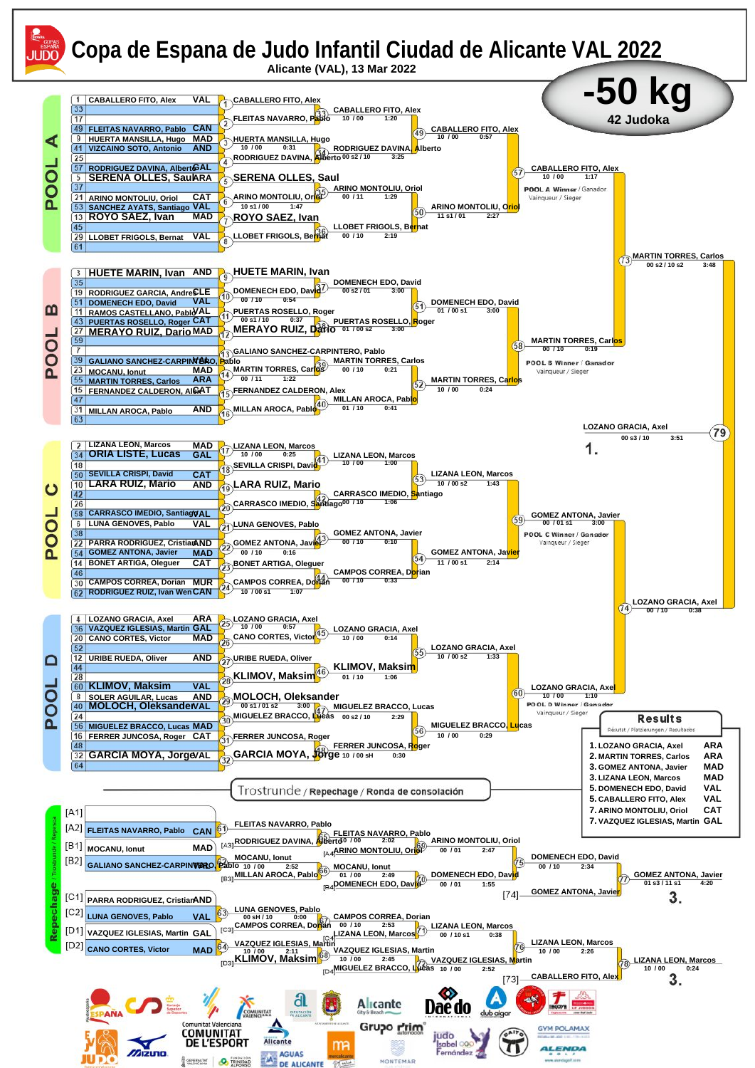# Copa de Espana de Judo Infantil Ciudad de Alicante VAL 2022

Alicante (VAL), 13 Mar 2022

## -50 kg

42 Judoka

### POOL A

| # | Name | Club |
|---|---|---|
| 1 | CABALLERO FITO, Alex | VAL |
| 33 | | |
| 17 | FLEITAS NAVARRO, Pablo | CAN |
| 49 | | |
| 9 | HUERTA MANSILLA, Hugo | MAD |
| 41 | VIZCAINO SOTO, Antonio | AND |
| 25 | | |
| 57 | RODRIGUEZ DAVINA, Alberto | GAL |
| 5 | SERENA OLLES, Saul | ARA |
| 37 | | |
| 21 | ARINO MONTOLIU, Oriol | CAT |
| 53 | SANCHEZ AYATS, Santiago | VAL |
| 13 | ROYO SAEZ, Ivan | MAD |
| 45 | | |
| 29 | LLOBET FRIGOLS, Bernat | VAL |
| 61 | | |

- (1) CABALLERO FITO, Alex
- (2) FLEITAS NAVARRO, Pablo
- (3) HUERTA MANSILLA, Hugo — 10 / 00 0:31
- (4) RODRIGUEZ DAVINA, Alberto
- (5) SERENA OLLES, Saul
- (6) ARINO MONTOLIU, Oriol — 10 s1 / 00 1:47
- (7) ROYO SAEZ, Ivan
- (8) LLOBET FRIGOLS, Bernat
- (33) CABALLERO FITO, Alex — 10 / 00 1:20
- (34) RODRIGUEZ DAVINA, Alberto — 00 s2 / 10 3:25
- (35) ARINO MONTOLIU, Oriol — 00 / 11 1:29
- (36) LLOBET FRIGOLS, Bernat — 00 / 10 2:19
- (49) CABALLERO FITO, Alex — 10 / 00 0:57
- (50) ARINO MONTOLIU, Oriol — 11 s1 / 01 2:27
- (57) CABALLERO FITO, Alex — 10 / 00 1:17 — POOL A Winner / Ganador / Vainqueur / Sieger

### POOL B

| # | Name | Club |
|---|---|---|
| 3 | HUETE MARIN, Ivan | AND |
| 35 | | |
| 19 | RODRIGUEZ GARCIA, Andres | CLE |
| 51 | DOMENECH EDO, David | VAL |
| 11 | RAMOS CASTELLANO, Pablo | VAL |
| 43 | PUERTAS ROSELLO, Roger | CAT |
| 27 | MERAYO RUIZ, Dario | MAD |
| 59 | | |
| 7 | | |
| 39 | GALIANO SANCHEZ-CARPINTERO, Pablo | VAL |
| 23 | MOCANU, Ionut | MAD |
| 55 | MARTIN TORRES, Carlos | ARA |
| 15 | FERNANDEZ CALDERON, Alex | CAT |
| 47 | | |
| 31 | MILLAN AROCA, Pablo | AND |
| 63 | | |

- (9) HUETE MARIN, Ivan
- (10) DOMENECH EDO, David — 00 / 10 0:54
- (11) PUERTAS ROSELLO, Roger — 00 s1 / 10 0:37
- (12) MERAYO RUIZ, Dario
- (13) GALIANO SANCHEZ-CARPINTERO, Pablo
- (14) MARTIN TORRES, Carlos — 00 / 11 1:22
- (15) FERNANDEZ CALDERON, Alex
- (16) MILLAN AROCA, Pablo
- (37) DOMENECH EDO, David — 00 s2 / 01 3:00
- (38) PUERTAS ROSELLO, Roger — 01 / 00 s2 3:00
- (39) MARTIN TORRES, Carlos — 00 / 10 0:21
- (40) MILLAN AROCA, Pablo — 01 / 10 0:41
- (51) DOMENECH EDO, David — 01 / 00 s1 3:00
- (52) MARTIN TORRES, Carlos — 10 / 00 0:24
- (58) MARTIN TORRES, Carlos — 00 / 10 0:19 — POOL B Winner / Ganador / Vainqueur / Sieger

(73) MARTIN TORRES, Carlos — 00 s2 / 10 s2 3:48

### POOL C

| # | Name | Club |
|---|---|---|
| 2 | LIZANA LEON, Marcos | MAD |
| 34 | ORIA LISTE, Lucas | GAL |
| 18 | | |
| 50 | SEVILLA CRISPI, David | CAT |
| 10 | LARA RUIZ, Mario | AND |
| 42 | | |
| 26 | | |
| 58 | CARRASCO IMEDIO, Santiago | VAL |
| 6 | LUNA GENOVES, Pablo | VAL |
| 38 | | |
| 22 | PARRA RODRIGUEZ, Cristian | AND |
| 54 | GOMEZ ANTONA, Javier | MAD |
| 14 | BONET ARTIGA, Oleguer | CAT |
| 46 | | |
| 30 | CAMPOS CORREA, Dorian | MUR |
| 62 | RODRIGUEZ RUIZ, Ivan Wen | CAN |

- (17) LIZANA LEON, Marcos — 10 / 00 0:25
- (18) SEVILLA CRISPI, David
- (19) LARA RUIZ, Mario
- (20) CARRASCO IMEDIO, Santiago
- (21) LUNA GENOVES, Pablo
- (22) GOMEZ ANTONA, Javier — 00 / 10 0:16
- (23) BONET ARTIGA, Oleguer
- (24) CAMPOS CORREA, Dorian — 10 / 00 s1 1:07
- (41) LIZANA LEON, Marcos — 10 / 00 1:00
- (42) CARRASCO IMEDIO, Santiago — 00 / 10 1:06
- (43) GOMEZ ANTONA, Javier — 00 / 10 0:10
- (44) CAMPOS CORREA, Dorian — 00 / 10 0:33
- (53) LIZANA LEON, Marcos — 10 / 00 s2 1:43
- (54) GOMEZ ANTONA, Javier — 11 / 00 s1 2:14
- (59) GOMEZ ANTONA, Javier — 00 / 01 s1 3:00 — POOL C Winner / Ganador / Vainqueur / Sieger

### POOL D

| # | Name | Club |
|---|---|---|
| 4 | LOZANO GRACIA, Axel | ARA |
| 36 | VAZQUEZ IGLESIAS, Martin | GAL |
| 20 | CANO CORTES, Victor | MAD |
| 52 | | |
| 12 | URIBE RUEDA, Oliver | AND |
| 44 | | |
| 28 | | |
| 60 | KLIMOV, Maksim | VAL |
| 8 | SOLER AGUILAR, Lucas | AND |
| 40 | MOLOCH, Oleksander | VAL |
| 24 | | |
| 56 | MIGUELEZ BRACCO, Lucas | MAD |
| 16 | FERRER JUNCOSA, Roger | CAT |
| 48 | | |
| 32 | GARCIA MOYA, Jorge | VAL |
| 64 | | |

- (25) LOZANO GRACIA, Axel — 10 / 00 0:57
- (26) CANO CORTES, Victor
- (27) URIBE RUEDA, Oliver
- (28) KLIMOV, Maksim
- (29) MOLOCH, Oleksander — 10 s1 / 01 s2 3:00
- (30) MIGUELEZ BRACCO, Lucas
- (31) FERRER JUNCOSA, Roger
- (32) GARCIA MOYA, Jorge
- (45) LOZANO GRACIA, Axel — 10 / 00 0:14
- (46) KLIMOV, Maksim — 01 / 10 1:06
- (47) MIGUELEZ BRACCO, Lucas — 00 s2 / 10 2:29
- (48) FERRER JUNCOSA, Roger — 10 / 00 sH 0:30
- (55) LOZANO GRACIA, Axel — 10 / 00 s2 1:33
- (56) MIGUELEZ BRACCO, Lucas — 10 / 00 0:29
- (60) LOZANO GRACIA, Axel — 10 / 00 1:10 — POOL D Winner / Ganador / Vainqueur / Sieger

(74) LOZANO GRACIA, Axel — 00 / 10 0:38

### Final

(79) LOZANO GRACIA, Axel — 00 s3 / 10 3:51 — 1.

### Results / Résultat / Platzierungen / Resultados

| Place | Name | Club |
|---|---|---|
| 1. | LOZANO GRACIA, Axel | ARA |
| 2. | MARTIN TORRES, Carlos | ARA |
| 3. | GOMEZ ANTONA, Javier | MAD |
| 3. | LIZANA LEON, Marcos | MAD |
| 5. | DOMENECH EDO, David | VAL |
| 5. | CABALLERO FITO, Alex | VAL |
| 7. | ARINO MONTOLIU, Oriol | CAT |
| 7. | VAZQUEZ IGLESIAS, Martin | GAL |

### Trostrunde / Repechage / Ronda de consolación

| Slot | Name | Club |
|---|---|---|
| [A1] | | |
| [A2] | FLEITAS NAVARRO, Pablo | CAN |
| [B1] | MOCANU, Ionut | MAD |
| [B2] | GALIANO SANCHEZ-CARPINTERO, Pablo | VAL |
| [C1] | PARRA RODRIGUEZ, Cristian | AND |
| [C2] | LUNA GENOVES, Pablo | VAL |
| [D1] | VAZQUEZ IGLESIAS, Martin | GAL |
| [D2] | CANO CORTES, Victor | MAD |

- (61) FLEITAS NAVARRO, Pablo
- (62) MOCANU, Ionut — 10 / 00 2:52
- (63) LUNA GENOVES, Pablo — 00 sH / 10 0:00
- (64) VAZQUEZ IGLESIAS, Martin — 10 / 00 2:11
- (65) FLEITAS NAVARRO, Pablo vs [A3] RODRIGUEZ DAVINA, Alberto — 10 / 00 2:02
- (66) MOCANU, Ionut vs [B3] MILLAN AROCA, Pablo — 01 / 00 2:49
- (67) CAMPOS CORREA, Dorian vs [C3] CAMPOS CORREA, Dorian — 00 / 10 2:53
- (68) VAZQUEZ IGLESIAS, Martin vs [D3] KLIMOV, Maksim — 10 / 00 2:45
- (69) ARINO MONTOLIU, Oriol vs [A4] ARINO MONTOLIU, Oriol — 00 / 01 2:47
- (70) DOMENECH EDO, David vs [B4] DOMENECH EDO, David — 00 / 01 1:55
- (71) LIZANA LEON, Marcos vs [C4] LIZANA LEON, Marcos — 00 / 10 s1 0:38
- (72) VAZQUEZ IGLESIAS, Martin vs [D4] MIGUELEZ BRACCO, Lucas — 10 / 00 2:52
- (75) DOMENECH EDO, David — 00 / 10 2:34
- (76) LIZANA LEON, Marcos — 10 / 00 2:26
- (77) GOMEZ ANTONA, Javier [74] — 01 s3 / 11 s1 4:20 — 3.
- (78) LIZANA LEON, Marcos vs CABALLERO FITO, Alex [73] — 10 / 00 0:24 — 3.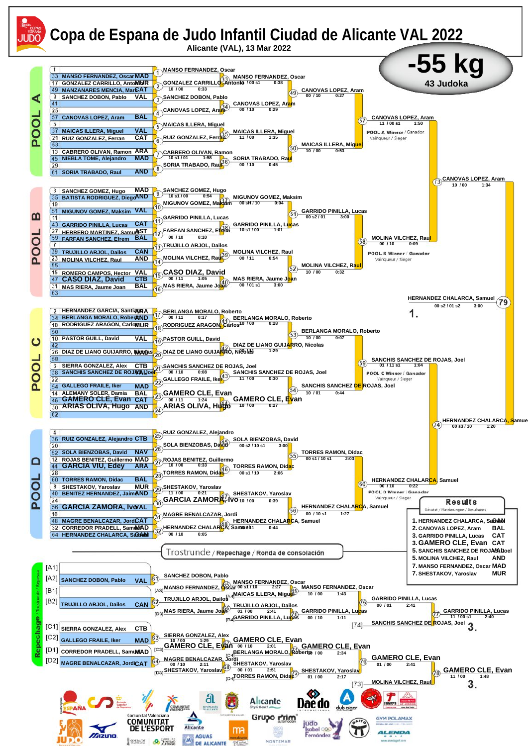# Copa de Espana de Judo Infantil Ciudad de Alicante VAL 2022

Alicante (VAL), 13 Mar 2022

## -55 kg

43 Judoka

### POOL A

| # | Name | Club |
|---|---|---|
| 1 | | |
| 33 | MANSO FERNANDEZ, Oscar | MAD |
| 17 | GONZALEZ CARRILLO, Antonio | MUR |
| 49 | MANZANARES MENCIA, Marc | CAT |
| 9 | SANCHEZ DOBON, Pablo | VAL |
| 41 | | |
| 25 | | |
| 57 | CANOVAS LOPEZ, Aram | BAL |
| 5 | | |
| 37 | MAICAS ILLERA, Miguel | VAL |
| 21 | RUIZ GONZALEZ, Ferran | CAT |
| 53 | | |
| 13 | CABRERO OLIVAN, Ramon | ARA |
| 45 | NIEBLA TOME, Alejandro | MAD |
| 29 | | |
| 61 | SORIA TRABADO, Raul | AND |

Round 1:
- (1) MANSO FERNANDEZ, Oscar
- (2) GONZALEZ CARRILLO, Antonio — 10 / 00 — 0:33
- (3) SANCHEZ DOBON, Pablo
- (4) CANOVAS LOPEZ, Aram
- (5) MAICAS ILLERA, Miguel
- (6) RUIZ GONZALEZ, Ferran
- (7) CABRERO OLIVAN, Ramon — 10 s1 / 01 — 1:58
- (8) SORIA TRABADO, Raul

Round 2:
- (33) MANSO FERNANDEZ, Oscar — 10 / 00 s1 — 0:38
- (34) CANOVAS LOPEZ, Aram — 00 / 10 — 0:29
- (35) MAICAS ILLERA, Miguel — 11 / 00 — 1:35
- (36) SORIA TRABADO, Raul — 00 / 10 — 0:45

Round 3:
- (49) CANOVAS LOPEZ, Aram — 00 / 10 — 0:27
- (50) MAICAS ILLERA, Miguel — 10 / 00 — 0:53

Pool final:
- (57) CANOVAS LOPEZ, Aram — 11 / 00 s1 — 1:50

POOL A Winner / Ganador / Vainqueur / Sieger

### POOL B

| # | Name | Club |
|---|---|---|
| 3 | SANCHEZ GOMEZ, Hugo | MAD |
| 35 | BATISTA RODRIGUEZ, Diego | AND |
| 19 | | |
| 51 | MIGUNOV GOMEZ, Maksim | VAL |
| 11 | | |
| 43 | GARRIDO PINILLA, Lucas | CAT |
| 27 | HERRERO MARTINEZ, Samuel | AST |
| 59 | FARFAN SANCHEZ, Efrem | BAL |
| 7 | | |
| 39 | TRUJILLO ARJOL, Dailos | CAN |
| 23 | MOLINA VILCHEZ, Raul | AND |
| 55 | | |
| 15 | ROMERO CAMPOS, Hector | VAL |
| 47 | CASO DIAZ, David | CTB |
| 31 | MAS RIERA, Jaume Joan | BAL |
| 63 | | |

Round 1:
- (9) SANCHEZ GOMEZ, Hugo — 10 s1 / 00 — 0:54
- (10) MIGUNOV GOMEZ, Maksim
- (11) GARRIDO PINILLA, Lucas
- (12) FARFAN SANCHEZ, Efrem — 00 / 10 — 0:10
- (13) TRUJILLO ARJOL, Dailos
- (14) MOLINA VILCHEZ, Raul
- (15) CASO DIAZ, David — 00 / 11 — 1:05
- (16) MAS RIERA, Jaume Joan

Round 2:
- (37) MIGUNOV GOMEZ, Maksim — 00 sH / 10 — 0:04
- (38) GARRIDO PINILLA, Lucas — 10 s1 / 00 — 1:01
- (39) MOLINA VILCHEZ, Raul — 00 / 11 — 0:54
- (40) MAS RIERA, Jaume Joan — 00 / 01 s1 — 3:00

Round 3:
- (51) GARRIDO PINILLA, Lucas — 00 s2 / 01 — 3:00
- (52) MOLINA VILCHEZ, Raul — 10 / 00 — 0:32

Pool final:
- (58) MOLINA VILCHEZ, Raul — 00 / 10 — 0:09

POOL B Winner / Ganador / Vainqueur / Sieger

Semi-final:
- (73) CANOVAS LOPEZ, Aram — 10 / 00 — 1:34

### POOL C

| # | Name | Club |
|---|---|---|
| 2 | HERNANDEZ GARCIA, Santiago | ARA |
| 34 | BERLANGA MORALO, Roberto | AND |
| 18 | RODRIGUEZ ARAGON, Carlos | MUR |
| 50 | | |
| 10 | PASTOR GUILL, David | VAL |
| 42 | | |
| 26 | DIAZ DE LIANO GUIJARRO, Nicolas | MAD |
| 58 | | |
| 6 | SIERRA GONZALEZ, Alex | CTB |
| 38 | SANCHIS SANCHEZ DE ROJAS, Joel | VAL |
| 22 | | |
| 54 | GALLEGO FRAILE, Iker | MAD |
| 14 | ALEMANY SOLER, Damia | BAL |
| 46 | GAMERO CLE, Evan | CAT |
| 30 | ARIAS OLIVA, Hugo | AND |
| 62 | | |

Round 1:
- (17) BERLANGA MORALO, Roberto — 00 / 11 — 0:17
- (18) RODRIGUEZ ARAGON, Carlos
- (19) PASTOR GUILL, David
- (20) DIAZ DE LIANO GUIJARRO, Nicolas
- (21) SANCHIS SANCHEZ DE ROJAS, Joel — 00 / 10 — 0:08
- (22) GALLEGO FRAILE, Iker
- (23) GAMERO CLE, Evan — 00 / 11 — 1:24
- (24) ARIAS OLIVA, Hugo

Round 2:
- (41) BERLANGA MORALO, Roberto — 10 / 00 — 0:28
- (42) DIAZ DE LIANO GUIJARRO, Nicolas — 00 / 11 — 1:29
- (43) SANCHIS SANCHEZ DE ROJAS, Joel — 11 / 00 — 0:30
- (44) GAMERO CLE, Evan — 10 / 00 — 0:27

Round 3:
- (53) BERLANGA MORALO, Roberto — 10 / 00 — 0:07
- (54) SANCHIS SANCHEZ DE ROJAS, Joel — 10 / 01 — 0:44

Pool final:
- (59) SANCHIS SANCHEZ DE ROJAS, Joel — 01 / 11 s1 — 1:04

POOL C Winner / Ganador / Vainqueur / Sieger

### POOL D

| # | Name | Club |
|---|---|---|
| 4 | | |
| 36 | RUIZ GONZALEZ, Alejandro | CTB |
| 20 | | |
| 52 | SOLA BIENZOBAS, David | NAV |
| 12 | ROJAS BENITEZ, Guillermo | MAD |
| 44 | GARCIA VIU, Edey | ARA |
| 28 | | |
| 60 | TORRES RAMON, Didac | BAL |
| 8 | SHESTAKOV, Yaroslav | MUR |
| 40 | BENITEZ HERNANDEZ, Jaime | AND |
| 24 | | |
| 56 | GARCIA ZAMORA, Ivo | VAL |
| 16 | | |
| 48 | MAGRE BENALCAZAR, Jordi | CAT |
| 32 | CORREDOR PRADELL, Samuel | MAD |
| 64 | HERNANDEZ CHALARCA, Samuel | CAN |

Round 1:
- (25) RUIZ GONZALEZ, Alejandro
- (26) SOLA BIENZOBAS, David
- (27) ROJAS BENITEZ, Guillermo — 10 / 00 — 0:33
- (28) TORRES RAMON, Didac
- (29) SHESTAKOV, Yaroslav — 11 / 00 — 0:21
- (30) GARCIA ZAMORA, Ivo
- (31) MAGRE BENALCAZAR, Jordi
- (32) HERNANDEZ CHALARCA, Samuel — 00 / 10 — 0:05

Round 2:
- (45) SOLA BIENZOBAS, David — 00 s2 / 10 s1 — 3:00
- (46) TORRES RAMON, Didac — 00 s1 / 10 — 2:06
- (47) SHESTAKOV, Yaroslav — 10 / 00 — 0:39
- (48) HERNANDEZ CHALARCA, Samuel — 00 s1 / 11 — 0:44

Round 3:
- (55) TORRES RAMON, Didac — 00 s1 / 10 s1 — 2:03
- (56) HERNANDEZ CHALARCA, Samuel — 00 / 10 s1 — 1:27

Pool final:
- (60) HERNANDEZ CHALARCA, Samuel — 00 / 10 — 0:22

POOL D Winner / Ganador / Vainqueur / Sieger

Semi-final:
- (74) HERNANDEZ CHALARCA, Samuel — 00 s3 / 10 — 1:20

Final:
- (79) HERNANDEZ CHALARCA, Samuel — 00 s2 / 01 s2 — 3:00 — 1.

### Trostrunde / Repechage / Ronda de consolación

| Slot | Name | Club |
|---|---|---|
| [A1] | | |
| [A2] | SANCHEZ DOBON, Pablo | VAL |
| [B1] | | |
| [B2] | TRUJILLO ARJOL, Dailos | CAN |
| [C1] | SIERRA GONZALEZ, Alex | CTB |
| [C2] | GALLEGO FRAILE, Iker | MAD |
| [D1] | CORREDOR PRADELL, Samuel | MAD |
| [D2] | MAGRE BENALCAZAR, Jordi | CAT |

- (61) SANCHEZ DOBON, Pablo
- (62) TRUJILLO ARJOL, Dailos
- (63) SIERRA GONZALEZ, Alex — 10 / 00 — 1:29
- (64) MAGRE BENALCAZAR, Jordi — 00 / 10 — 2:11
- (65) [A3] MANSO FERNANDEZ, Oscar vs SANCHEZ DOBON, Pablo → MANSO FERNANDEZ, Oscar — 00 s1 / 10 — 2:27
- (66) [B3] MAS RIERA, Jaume Joan vs TRUJILLO ARJOL, Dailos → TRUJILLO ARJOL, Dailos — 01 / 00 — 2:41
- (67) [C3] GAMERO CLE, Evan vs SIERRA GONZALEZ, Alex → GAMERO CLE, Evan — 00 / 10 — 2:01
- (68) [D3] SHESTAKOV, Yaroslav vs MAGRE BENALCAZAR, Jordi → SHESTAKOV, Yaroslav — 00 / 01 — 2:51
- (69) [A4] MAICAS ILLERA, Miguel vs MANSO FERNANDEZ, Oscar → MANSO FERNANDEZ, Oscar — 10 / 00 — 1:43
- (70) [B4] GARRIDO PINILLA, Lucas vs TRUJILLO ARJOL, Dailos → GARRIDO PINILLA, Lucas — 00 / 10 — 1:11
- (71) [C4] BERLANGA MORALO, Roberto vs GAMERO CLE, Evan → GAMERO CLE, Evan — 10 / 00 — 2:34
- (72) [D4] TORRES RAMON, Didac vs SHESTAKOV, Yaroslav → SHESTAKOV, Yaroslav — 01 / 00 — 2:17
- (75) GARRIDO PINILLA, Lucas — 00 / 01 — 2:41
- (76) GAMERO CLE, Evan — 01 / 00 — 2:41
- (77) [74] SANCHIS SANCHEZ DE ROJAS, Joel vs GARRIDO PINILLA, Lucas → GARRIDO PINILLA, Lucas — 11 / 00 s1 — 2:40 — 3.
- (78) [73] MOLINA VILCHEZ, Raul vs GAMERO CLE, Evan → GAMERO CLE, Evan — 11 / 00 — 1:48 — 3.

### Results

Résutat / Platzierungen / Resultados

| Place | Name | Club |
|---|---|---|
| 1. | HERNANDEZ CHALARCA, Samuel | CAN |
| 2. | CANOVAS LOPEZ, Aram | BAL |
| 3. | GARRIDO PINILLA, Lucas | CAT |
| 3. | GAMERO CLE, Evan | CAT |
| 5. | SANCHIS SANCHEZ DE ROJAS, Joel | VAL |
| 5. | MOLINA VILCHEZ, Raul | AND |
| 7. | MANSO FERNANDEZ, Oscar | MAD |
| 7. | SHESTAKOV, Yaroslav | MUR |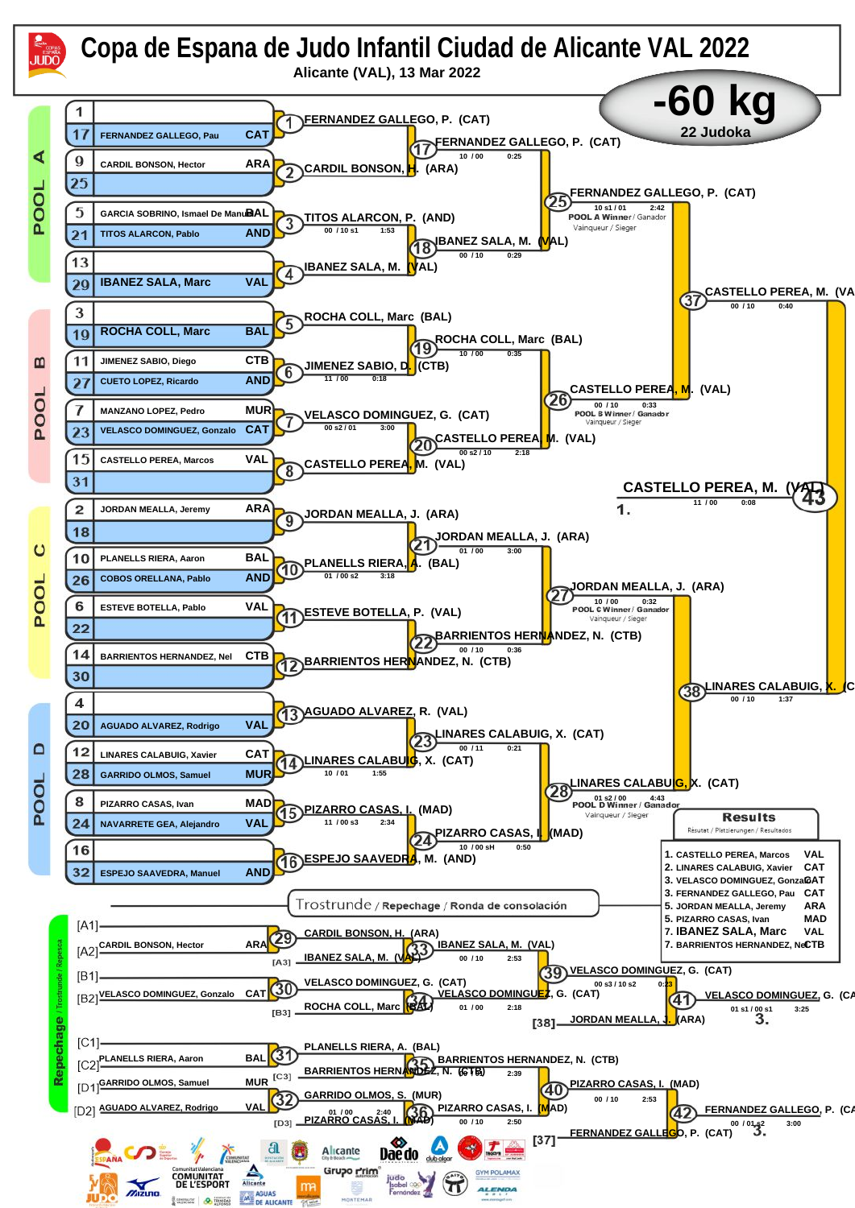# Copa de Espana de Judo Infantil Ciudad de Alicante VAL 2022

Alicante (VAL), 13 Mar 2022

## -60 kg

22 Judoka

### POOL A

| Seed | Name | Club |
|---|---|---|
| 1 | | |
| 17 | FERNANDEZ GALLEGO, Pau | CAT |
| 9 | CARDIL BONSON, Hector | ARA |
| 25 | | |
| 5 | GARCIA SOBRINO, Ismael De Manuel | BAL |
| 21 | TITOS ALARCON, Pablo | AND |
| 13 | | |
| 29 | IBANEZ SALA, Marc | VAL |

- (1) FERNANDEZ GALLEGO, P. (CAT)
- (2) CARDIL BONSON, H. (ARA)
- (3) TITOS ALARCON, P. (AND) — 00 / 10 s1 — 1:53
- (4) IBANEZ SALA, M. (VAL)
- (17) FERNANDEZ GALLEGO, P. (CAT) — 10 / 00 — 0:25
- (18) IBANEZ SALA, M. (VAL) — 00 / 10 — 0:29
- (25) FERNANDEZ GALLEGO, P. (CAT) — 10 s1 / 01 — 2:42 — POOL A Winner / Ganador / Vainqueur / Sieger

### POOL B

| Seed | Name | Club |
|---|---|---|
| 3 | | |
| 19 | ROCHA COLL, Marc | BAL |
| 11 | JIMENEZ SABIO, Diego | CTB |
| 27 | CUETO LOPEZ, Ricardo | AND |
| 7 | MANZANO LOPEZ, Pedro | MUR |
| 23 | VELASCO DOMINGUEZ, Gonzalo | CAT |
| 15 | CASTELLO PEREA, Marcos | VAL |
| 31 | | |

- (5) ROCHA COLL, Marc (BAL)
- (6) JIMENEZ SABIO, D. (CTB) — 11 / 00 — 0:18
- (7) VELASCO DOMINGUEZ, G. (CAT) — 00 s2 / 01 — 3:00
- (8) CASTELLO PEREA, M. (VAL)
- (19) ROCHA COLL, Marc (BAL) — 10 / 00 — 0:35
- (20) CASTELLO PEREA, M. (VAL) — 00 s2 / 10 — 2:18
- (26) CASTELLO PEREA, M. (VAL) — 00 / 10 — 0:33 — POOL B Winner / Ganador / Vainqueur / Sieger

### POOL C

| Seed | Name | Club |
|---|---|---|
| 2 | JORDAN MEALLA, Jeremy | ARA |
| 18 | | |
| 10 | PLANELLS RIERA, Aaron | BAL |
| 26 | COBOS ORELLANA, Pablo | AND |
| 6 | ESTEVE BOTELLA, Pablo | VAL |
| 22 | | |
| 14 | BARRIENTOS HERNANDEZ, Nel | CTB |
| 30 | | |

- (9) JORDAN MEALLA, J. (ARA)
- (10) PLANELLS RIERA, A. (BAL) — 01 / 00 s2 — 3:18
- (11) ESTEVE BOTELLA, P. (VAL)
- (12) BARRIENTOS HERNANDEZ, N. (CTB)
- (21) JORDAN MEALLA, J. (ARA) — 01 / 00 — 3:00
- (22) BARRIENTOS HERNANDEZ, N. (CTB) — 00 / 10 — 0:36
- (27) JORDAN MEALLA, J. (ARA) — 10 / 00 — 0:32 — POOL C Winner / Ganador / Vainqueur / Sieger

### POOL D

| Seed | Name | Club |
|---|---|---|
| 4 | | |
| 20 | AGUADO ALVAREZ, Rodrigo | VAL |
| 12 | LINARES CALABUIG, Xavier | CAT |
| 28 | GARRIDO OLMOS, Samuel | MUR |
| 8 | PIZARRO CASAS, Ivan | MAD |
| 24 | NAVARRETE GEA, Alejandro | VAL |
| 16 | | |
| 32 | ESPEJO SAAVEDRA, Manuel | AND |

- (13) AGUADO ALVAREZ, R. (VAL)
- (14) LINARES CALABUIG, X. (CAT) — 10 / 01 — 1:55
- (15) PIZARRO CASAS, I. (MAD) — 11 / 00 s3 — 2:34
- (16) ESPEJO SAAVEDRA, M. (AND)
- (23) LINARES CALABUIG, X. (CAT) — 00 / 11 — 0:21
- (24) PIZARRO CASAS, I. (MAD) — 10 / 00 sH — 0:50
- (28) LINARES CALABUIG, X. (CAT) — 01 s2 / 00 — 4:43 — POOL D Winner / Ganador / Vainqueur / Sieger

### Semifinals and Final

- (37) CASTELLO PEREA, M. (VAL) — 00 / 10 — 0:40
- (38) LINARES CALABUIG, X. (CAT) — 00 / 10 — 1:37
- (43) CASTELLO PEREA, M. (VAL) — 11 / 00 — 0:08 — 1.

### Trostrunde / Repechage / Ronda de consolación

- [A1]
- [A2] CARDIL BONSON, Hector — ARA
- [B1]
- [B2] VELASCO DOMINGUEZ, Gonzalo — CAT
- [C1]
- [C2] PLANELLS RIERA, Aaron — BAL
- [D1] GARRIDO OLMOS, Samuel — MUR
- [D2] AGUADO ALVAREZ, Rodrigo — VAL

- (29) CARDIL BONSON, H. (ARA)
- [A3] IBANEZ SALA, M. (VAL)
- (33) IBANEZ SALA, M. (VAL) — 00 / 10 — 2:53
- (30) VELASCO DOMINGUEZ, G. (CAT)
- [B3] ROCHA COLL, Marc (BAL)
- (34) VELASCO DOMINGUEZ, G. (CAT) — 01 / 00 — 2:18
- (39) VELASCO DOMINGUEZ, G. (CAT) — 00 s3 / 10 s2 — 0:23
- [38] JORDAN MEALLA, J. (ARA)
- (41) VELASCO DOMINGUEZ, G. (CAT) — 01 s1 / 00 s1 — 3:25 — 3.
- (31) PLANELLS RIERA, A. (BAL)
- [C3] BARRIENTOS HERNANDEZ, N. (CTB)
- (35) BARRIENTOS HERNANDEZ, N. (CTB) — 00 / 10 — 2:39
- (32) GARRIDO OLMOS, S. (MUR) — 01 / 00 — 2:40
- [D3] PIZARRO CASAS, I. (MAD)
- (36) PIZARRO CASAS, I. (MAD) — 00 / 10 — 2:50
- (40) PIZARRO CASAS, I. (MAD) — 00 / 10 — 2:53
- [37] FERNANDEZ GALLEGO, P. (CAT)
- (42) FERNANDEZ GALLEGO, P. (CAT) — 00 / 01 s2 — 3:00 — 3.

### Results

Résutat / Platzierungen / Resultados

| Place | Name | Club |
|---|---|---|
| 1. | CASTELLO PEREA, Marcos | VAL |
| 2. | LINARES CALABUIG, Xavier | CAT |
| 3. | VELASCO DOMINGUEZ, Gonzalo | CAT |
| 3. | FERNANDEZ GALLEGO, Pau | CAT |
| 5. | JORDAN MEALLA, Jeremy | ARA |
| 5. | PIZARRO CASAS, Ivan | MAD |
| 7. | IBANEZ SALA, Marc | VAL |
| 7. | BARRIENTOS HERNANDEZ, Nel | CTB |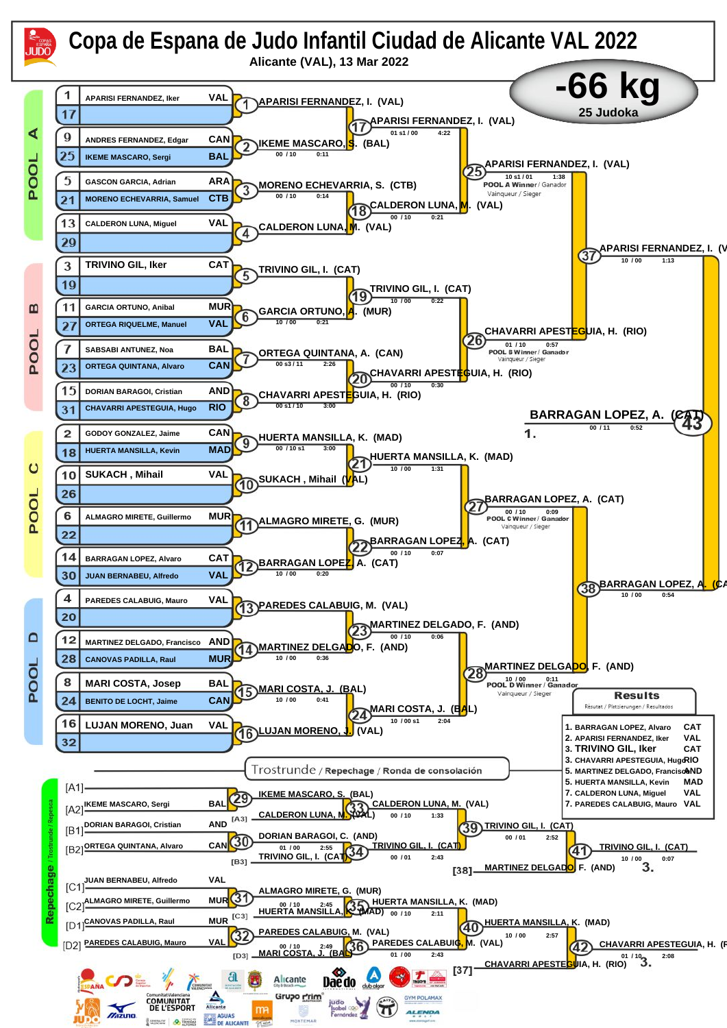# Copa de Espana de Judo Infantil Ciudad de Alicante VAL 2022

Alicante (VAL), 13 Mar 2022

## -66 kg

25 Judoka

### POOL A

| Nr | Name | Club |
|---|---|---|
| 1 | APARISI FERNANDEZ, Iker | VAL |
| 17 | | |
| 9 | ANDRES FERNANDEZ, Edgar | CAN |
| 25 | IKEME MASCARO, Sergi | BAL |
| 5 | GASCON GARCIA, Adrian | ARA |
| 21 | MORENO ECHEVARRIA, Samuel | CTB |
| 13 | CALDERON LUNA, Miguel | VAL |
| 29 | | |

- (1) APARISI FERNANDEZ, I. (VAL)
- (2) IKEME MASCARO, S. (BAL) 00 / 10 0:11
- (3) MORENO ECHEVARRIA, S. (CTB) 00 / 10 0:14
- (4) CALDERON LUNA, M. (VAL)
- (17) APARISI FERNANDEZ, I. (VAL) 01 s1 / 00 4:22
- (18) CALDERON LUNA, M. (VAL) 00 / 10 0:21
- (25) APARISI FERNANDEZ, I. (VAL) 10 s1 / 01 1:38 — POOL A Winner / Ganador / Vainqueur / Sieger

### POOL B

| Nr | Name | Club |
|---|---|---|
| 3 | TRIVINO GIL, Iker | CAT |
| 19 | | |
| 11 | GARCIA ORTUNO, Anibal | MUR |
| 27 | ORTEGA RIQUELME, Manuel | VAL |
| 7 | SABSABI ANTUNEZ, Noa | BAL |
| 23 | ORTEGA QUINTANA, Alvaro | CAN |
| 15 | DORIAN BARAGOI, Cristian | AND |
| 31 | CHAVARRI APESTEGUIA, Hugo | RIO |

- (5) TRIVINO GIL, I. (CAT)
- (6) GARCIA ORTUNO, A. (MUR) 10 / 00 0:21
- (7) ORTEGA QUINTANA, A. (CAN) 00 s3 / 11 2:26
- (8) CHAVARRI APESTEGUIA, H. (RIO) 00 s1 / 10 3:00
- (19) TRIVINO GIL, I. (CAT) 10 / 00 0:22
- (20) CHAVARRI APESTEGUIA, H. (RIO) 00 / 10 0:30
- (26) CHAVARRI APESTEGUIA, H. (RIO) 01 / 10 0:57 — POOL B Winner / Ganador / Vainqueur / Sieger

### POOL C

| Nr | Name | Club |
|---|---|---|
| 2 | GODOY GONZALEZ, Jaime | CAN |
| 18 | HUERTA MANSILLA, Kevin | MAD |
| 10 | SUKACH , Mihail | VAL |
| 26 | | |
| 6 | ALMAGRO MIRETE, Guillermo | MUR |
| 22 | | |
| 14 | BARRAGAN LOPEZ, Alvaro | CAT |
| 30 | JUAN BERNABEU, Alfredo | VAL |

- (9) HUERTA MANSILLA, K. (MAD) 00 / 10 s1 3:00
- (10) SUKACH , Mihail (VAL)
- (11) ALMAGRO MIRETE, G. (MUR)
- (12) BARRAGAN LOPEZ, A. (CAT) 10 / 00 0:20
- (21) HUERTA MANSILLA, K. (MAD) 10 / 00 1:31
- (22) BARRAGAN LOPEZ, A. (CAT) 00 / 10 0:07
- (27) BARRAGAN LOPEZ, A. (CAT) 00 / 10 0:09 — POOL C Winner / Ganador / Vainqueur / Sieger

### POOL D

| Nr | Name | Club |
|---|---|---|
| 4 | PAREDES CALABUIG, Mauro | VAL |
| 20 | | |
| 12 | MARTINEZ DELGADO, Francisco | AND |
| 28 | CANOVAS PADILLA, Raul | MUR |
| 8 | MARI COSTA, Josep | BAL |
| 24 | BENITO DE LOCHT, Jaime | CAN |
| 16 | LUJAN MORENO, Juan | VAL |
| 32 | | |

- (13) PAREDES CALABUIG, M. (VAL)
- (14) MARTINEZ DELGADO, F. (AND) 10 / 00 0:36
- (15) MARI COSTA, J. (BAL) 10 / 00 0:41
- (16) LUJAN MORENO, J. (VAL)
- (23) MARTINEZ DELGADO, F. (AND) 00 / 10 0:06
- (24) MARI COSTA, J. (BAL) 10 / 00 s1 2:04
- (28) MARTINEZ DELGADO, F. (AND) 10 / 00 0:11 — POOL D Winner / Ganador / Vainqueur / Sieger

### Semifinals / Final

- (37) APARISI FERNANDEZ, I. (VAL) 10 / 00 1:13
- (38) BARRAGAN LOPEZ, A. (CAT) 10 / 00 0:54
- (43) BARRAGAN LOPEZ, A. (CAT) 00 / 11 0:52 — 1.

### Trostrunde / Repechage / Ronda de consolación

| | Name | Club |
|---|---|---|
| [A1] | | |
| [A2] | IKEME MASCARO, Sergi | BAL |
| [B1] | DORIAN BARAGOI, Cristian | AND |
| [B2] | ORTEGA QUINTANA, Alvaro | CAN |
| [C1] | JUAN BERNABEU, Alfredo | VAL |
| [C2] | ALMAGRO MIRETE, Guillermo | MUR |
| [D1] | CANOVAS PADILLA, Raul | MUR |
| [D2] | PAREDES CALABUIG, Mauro | VAL |

- (29) IKEME MASCARO, S. (BAL)
- [A3] CALDERON LUNA, M. (VAL)
- (33) CALDERON LUNA, M. (VAL) 00 / 10 1:33
- (30) DORIAN BARAGOI, C. (AND) 01 / 00 2:55
- [B3] TRIVINO GIL, I. (CAT)
- (34) TRIVINO GIL, I. (CAT) 00 / 01 2:43
- (39) TRIVINO GIL, I. (CAT) 00 / 01 2:52
- [38] MARTINEZ DELGADO, F. (AND)
- (41) TRIVINO GIL, I. (CAT) 10 / 00 0:07 — 3.
- (31) ALMAGRO MIRETE, G. (MUR) 00 / 10 2:45
- [C3] HUERTA MANSILLA, K. (MAD)
- (35) HUERTA MANSILLA, K. (MAD) 00 / 10 2:11
- (32) PAREDES CALABUIG, M. (VAL) 00 / 10 2:49
- [D3] MARI COSTA, J. (BAL)
- (36) PAREDES CALABUIG, M. (VAL) 01 / 00 2:43
- (40) HUERTA MANSILLA, K. (MAD) 10 / 00 2:57
- [37] CHAVARRI APESTEGUIA, H. (RIO)
- (42) CHAVARRI APESTEGUIA, H. (RIO) 01 / 10 2:08 — 3.

### Results

Résutat / Platzierungen / Resultados

| Place | Name | Club |
|---|---|---|
| 1. | BARRAGAN LOPEZ, Alvaro | CAT |
| 2. | APARISI FERNANDEZ, Iker | VAL |
| 3. | TRIVINO GIL, Iker | CAT |
| 3. | CHAVARRI APESTEGUIA, Hugo | RIO |
| 5. | MARTINEZ DELGADO, Francisco | AND |
| 5. | HUERTA MANSILLA, Kevin | MAD |
| 7. | CALDERON LUNA, Miguel | VAL |
| 7. | PAREDES CALABUIG, Mauro | VAL |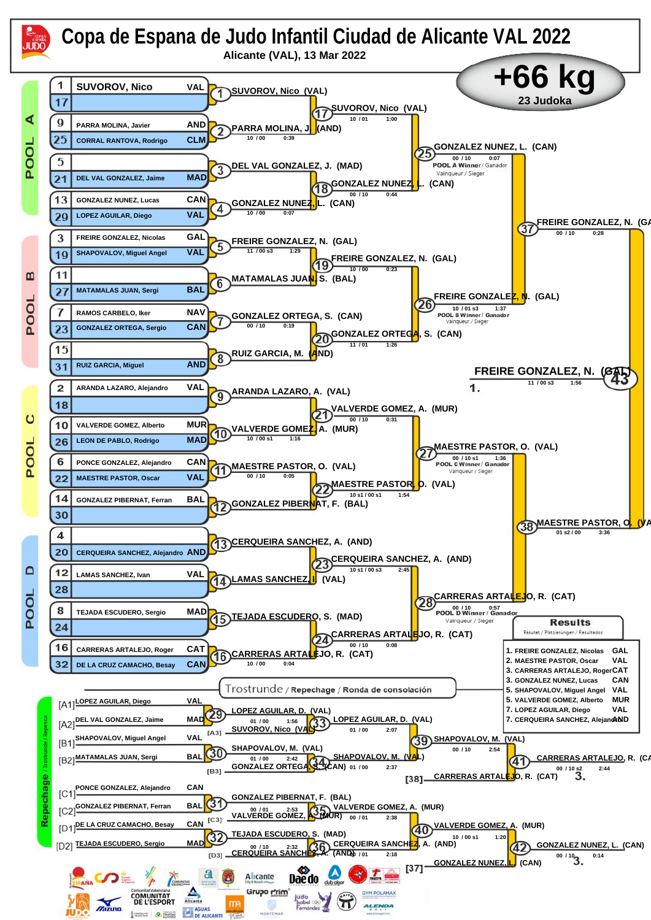# Copa de Espana de Judo Infantil Ciudad de Alicante VAL 2022

Alicante (VAL), 13 Mar 2022

## +66 kg

23 Judoka

### POOL A

| Seed | Name | Club |
|---|---|---|
| 1 | SUVOROV, Nico | VAL |
| 17 | | |
| 9 | PARRA MOLINA, Javier | AND |
| 25 | CORRAL RANTOVA, Rodrigo | CLM |
| 5 | | |
| 21 | DEL VAL GONZALEZ, Jaime | MAD |
| 13 | GONZALEZ NUNEZ, Lucas | CAN |
| 29 | LOPEZ AGUILAR, Diego | VAL |

- 1: SUVOROV, Nico (VAL)
- 2: PARRA MOLINA, J. (AND) — 10 / 00 — 0:39
- 3: DEL VAL GONZALEZ, J. (MAD)
- 4: GONZALEZ NUNEZ, L. (CAN) — 10 / 00 — 0:07
- 17: SUVOROV, Nico (VAL) — 10 / 01 — 1:00
- 18: GONZALEZ NUNEZ, L. (CAN) — 00 / 10 — 0:44
- 25: GONZALEZ NUNEZ, L. (CAN) — 00 / 10 — 0:07 — POOL A Winner / Ganador / Vainqueur / Sieger

### POOL B

| Seed | Name | Club |
|---|---|---|
| 3 | FREIRE GONZALEZ, Nicolas | GAL |
| 19 | SHAPOVALOV, Miguel Angel | VAL |
| 11 | | |
| 27 | MATAMALAS JUAN, Sergi | BAL |
| 7 | RAMOS CARBELO, Iker | NAV |
| 23 | GONZALEZ ORTEGA, Sergio | CAN |
| 15 | | |
| 31 | RUIZ GARCIA, Miguel | AND |

- 5: FREIRE GONZALEZ, N. (GAL) — 11 / 00 s3 — 1:29
- 6: MATAMALAS JUAN, S. (BAL)
- 7: GONZALEZ ORTEGA, S. (CAN) — 00 / 10 — 0:19
- 8: RUIZ GARCIA, M. (AND)
- 19: FREIRE GONZALEZ, N. (GAL) — 10 / 00 — 0:23
- 20: GONZALEZ ORTEGA, S. (CAN) — 11 / 01 — 1:26
- 26: FREIRE GONZALEZ, N. (GAL) — 10 / 01 s3 — 1:37 — POOL B Winner / Ganador / Vainqueur / Sieger

### POOL C

| Seed | Name | Club |
|---|---|---|
| 2 | ARANDA LAZARO, Alejandro | VAL |
| 18 | | |
| 10 | VALVERDE GOMEZ, Alberto | MUR |
| 26 | LEON DE PABLO, Rodrigo | MAD |
| 6 | PONCE GONZALEZ, Alejandro | CAN |
| 22 | MAESTRE PASTOR, Oscar | VAL |
| 14 | GONZALEZ PIBERNAT, Ferran | BAL |
| 30 | | |

- 9: ARANDA LAZARO, A. (VAL)
- 10: VALVERDE GOMEZ, A. (MUR) — 10 / 00 s1 — 1:16
- 11: MAESTRE PASTOR, O. (VAL) — 00 / 10 — 0:05
- 12: GONZALEZ PIBERNAT, F. (BAL)
- 21: VALVERDE GOMEZ, A. (MUR) — 00 / 10 — 0:31
- 22: MAESTRE PASTOR, O. (VAL) — 10 s1 / 00 s1 — 1:54
- 27: MAESTRE PASTOR, O. (VAL) — 00 / 10 s1 — 1:36 — POOL C Winner / Ganador / Vainqueur / Sieger

### POOL D

| Seed | Name | Club |
|---|---|---|
| 4 | | |
| 20 | CERQUEIRA SANCHEZ, Alejandro | AND |
| 12 | LAMAS SANCHEZ, Ivan | VAL |
| 28 | | |
| 8 | TEJADA ESCUDERO, Sergio | MAD |
| 24 | | |
| 16 | CARRERAS ARTALEJO, Roger | CAT |
| 32 | DE LA CRUZ CAMACHO, Besay | CAN |

- 13: CERQUEIRA SANCHEZ, A. (AND)
- 14: LAMAS SANCHEZ, I. (VAL)
- 15: TEJADA ESCUDERO, S. (MAD)
- 16: CARRERAS ARTALEJO, R. (CAT) — 10 / 00 — 0:04
- 23: CERQUEIRA SANCHEZ, A. (AND) — 10 s1 / 00 s3 — 2:45
- 24: CARRERAS ARTALEJO, R. (CAT) — 00 / 10 — 0:08
- 28: CARRERAS ARTALEJO, R. (CAT) — 00 / 10 — 0:57 — POOL D Winner / Ganador / Vainqueur / Sieger

### Semi-finals and Final

- 37: FREIRE GONZALEZ, N. (GAL) — 00 / 10 — 0:28
- 38: MAESTRE PASTOR, O. (VAL) — 01 s2 / 00 — 3:36
- 43: FREIRE GONZALEZ, N. (GAL) — 11 / 00 s3 — 1:56 — 1.

### Trostrunde / Repechage / Ronda de consolación

| | Name | Club |
|---|---|---|
| [A1] | LOPEZ AGUILAR, Diego | VAL |
| [A2] | DEL VAL GONZALEZ, Jaime | MAD |
| [B1] | SHAPOVALOV, Miguel Angel | VAL |
| [B2] | MATAMALAS JUAN, Sergi | BAL |
| [C1] | PONCE GONZALEZ, Alejandro | CAN |
| [C2] | GONZALEZ PIBERNAT, Ferran | BAL |
| [D1] | DE LA CRUZ CAMACHO, Besay | CAN |
| [D2] | TEJADA ESCUDERO, Sergio | MAD |

- 29: LOPEZ AGUILAR, D. (VAL) — 01 / 00 — 1:56
- 33: LOPEZ AGUILAR, D. (VAL) vs [A3] SUVOROV, Nico (VAL) — 01 / 00 — 2:07
- 30: SHAPOVALOV, M. (VAL) — 01 / 00 — 2:42
- 34: SHAPOVALOV, M. (VAL) vs [B3] GONZALEZ ORTEGA, S. (CAN) — 01 / 00 — 2:37
- 39: SHAPOVALOV, M. (VAL) — 00 / 10 — 2:54
- 41: CARRERAS ARTALEJO, R. (CAT) vs [38] CARRERAS ARTALEJO, R. (CAT) — 00 / 10 s2 — 2:44 — 3.
- 31: GONZALEZ PIBERNAT, F. (BAL) — 00 / 01 — 2:53
- 35: VALVERDE GOMEZ, A. (MUR) vs [C3] VALVERDE GOMEZ, A. (MUR) — 00 / 01 — 2:38
- 32: TEJADA ESCUDERO, S. (MAD) — 00 / 10 — 2:32
- 36: CERQUEIRA SANCHEZ, A. (AND) vs [D3] CERQUEIRA SANCHEZ, A. (AND) — 10 / 01 — 2:18
- 40: VALVERDE GOMEZ, A. (MUR) — 10 / 00 s1 — 1:20
- 42: GONZALEZ NUNEZ, L. (CAN) vs [37] GONZALEZ NUNEZ, L. (CAN) — 00 / 10 — 0:14 — 3.

### Results

Résutat / Platzierungen / Resultados

| Place | Name | Club |
|---|---|---|
| 1. | FREIRE GONZALEZ, Nicolas | GAL |
| 2. | MAESTRE PASTOR, Oscar | VAL |
| 3. | CARRERAS ARTALEJO, Roger | CAT |
| 3. | GONZALEZ NUNEZ, Lucas | CAN |
| 5. | SHAPOVALOV, Miguel Angel | VAL |
| 5. | VALVERDE GOMEZ, Alberto | MUR |
| 7. | LOPEZ AGUILAR, Diego | VAL |
| 7. | CERQUEIRA SANCHEZ, Alejandro | AND |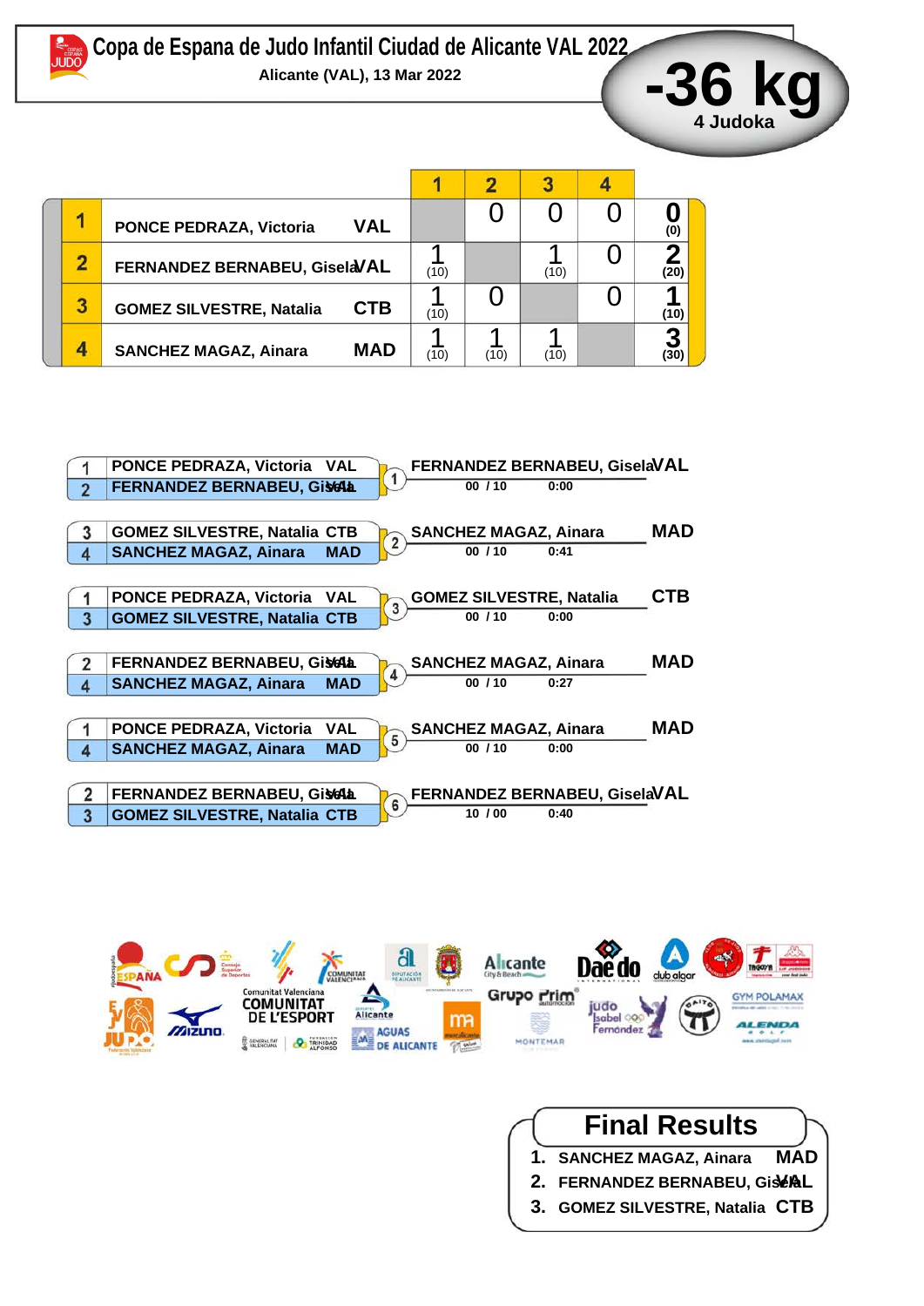# Copa de Espana de Judo Infantil Ciudad de Alicante VAL 2022

Alicante (VAL), 13 Mar 2022

**-36 kg**
4 Judoka

| | | | 1 | 2 | 3 | 4 | |
|---|---|---|---|---|---|---|---|
| 1 | PONCE PEDRAZA, Victoria | VAL | | 0 | 0 | 0 | 0 (0) |
| 2 | FERNANDEZ BERNABEU, Gisela | VAL | 1 (10) | | 1 (10) | 0 | 2 (20) |
| 3 | GOMEZ SILVESTRE, Natalia | CTB | 1 (10) | 0 | | 0 | 1 (10) |
| 4 | SANCHEZ MAGAZ, Ainara | MAD | 1 (10) | 1 (10) | 1 (10) | | 3 (30) |

| Contest | Competitor 1 | Competitor 2 | Winner | Score | Time |
|---|---|---|---|---|---|
| 1 | 1 PONCE PEDRAZA, Victoria VAL | 2 FERNANDEZ BERNABEU, Gisela VAL | FERNANDEZ BERNABEU, Gisela VAL | 00 / 10 | 0:00 |
| 2 | 3 GOMEZ SILVESTRE, Natalia CTB | 4 SANCHEZ MAGAZ, Ainara MAD | SANCHEZ MAGAZ, Ainara MAD | 00 / 10 | 0:41 |
| 3 | 1 PONCE PEDRAZA, Victoria VAL | 3 GOMEZ SILVESTRE, Natalia CTB | GOMEZ SILVESTRE, Natalia CTB | 00 / 10 | 0:00 |
| 4 | 2 FERNANDEZ BERNABEU, Gisela VAL | 4 SANCHEZ MAGAZ, Ainara MAD | SANCHEZ MAGAZ, Ainara MAD | 00 / 10 | 0:27 |
| 5 | 1 PONCE PEDRAZA, Victoria VAL | 4 SANCHEZ MAGAZ, Ainara MAD | SANCHEZ MAGAZ, Ainara MAD | 00 / 10 | 0:00 |
| 6 | 2 FERNANDEZ BERNABEU, Gisela VAL | 3 GOMEZ SILVESTRE, Natalia CTB | FERNANDEZ BERNABEU, Gisela VAL | 10 / 00 | 0:40 |

## Final Results

1. SANCHEZ MAGAZ, Ainara MAD
2. FERNANDEZ BERNABEU, Gisela VAL
3. GOMEZ SILVESTRE, Natalia CTB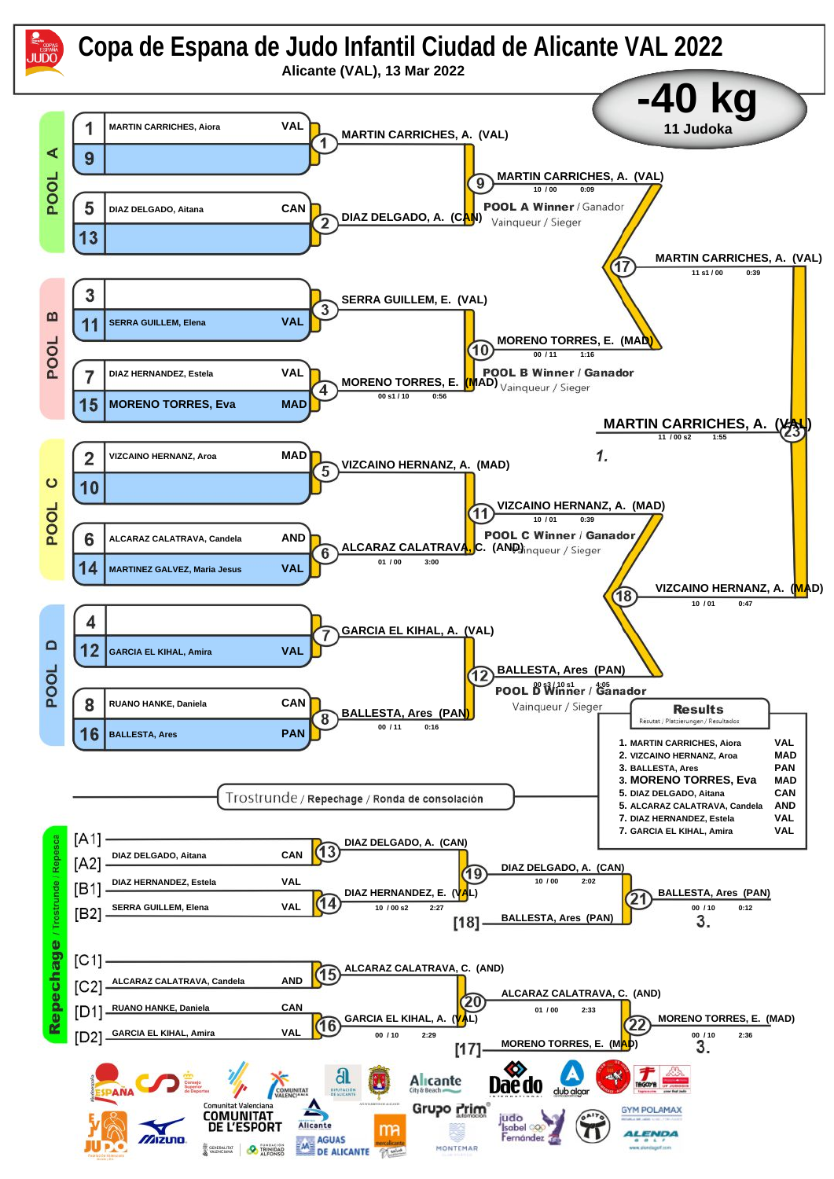# Copa de Espana de Judo Infantil Ciudad de Alicante VAL 2022

Alicante (VAL), 13 Mar 2022

## -40 kg

11 Judoka

### POOL A

| No. | Name | Nation |
|---|---|---|
| 1 | MARTIN CARRICHES, Aiora | VAL |
| 9 | | |
| 5 | DIAZ DELGADO, Aitana | CAN |
| 13 | | |

- (1) MARTIN CARRICHES, A. (VAL)
- (2) DIAZ DELGADO, A. (CAN)
- (9) MARTIN CARRICHES, A. (VAL) — 10 / 00 — 0:09

POOL A Winner / Ganador / Vainqueur / Sieger

### POOL B

| No. | Name | Nation |
|---|---|---|
| 3 | | |
| 11 | SERRA GUILLEM, Elena | VAL |
| 7 | DIAZ HERNANDEZ, Estela | VAL |
| 15 | MORENO TORRES, Eva | MAD |

- (3) SERRA GUILLEM, E. (VAL)
- (4) MORENO TORRES, E. (MAD) — 00 s1 / 10 — 0:56
- (10) MORENO TORRES, E. (MAD) — 00 / 11 — 1:16

POOL B Winner / Ganador / Vainqueur / Sieger

- (17) MARTIN CARRICHES, A. (VAL) — 11 s1 / 00 — 0:39

### POOL C

| No. | Name | Nation |
|---|---|---|
| 2 | VIZCAINO HERNANZ, Aroa | MAD |
| 10 | | |
| 6 | ALCARAZ CALATRAVA, Candela | AND |
| 14 | MARTINEZ GALVEZ, Maria Jesus | VAL |

- (5) VIZCAINO HERNANZ, A. (MAD)
- (6) ALCARAZ CALATRAVA, C. (AND) — 01 / 00 — 3:00
- (11) VIZCAINO HERNANZ, A. (MAD) — 10 / 01 — 0:39

POOL C Winner / Ganador / Vainqueur / Sieger

### POOL D

| No. | Name | Nation |
|---|---|---|
| 4 | | |
| 12 | GARCIA EL KIHAL, Amira | VAL |
| 8 | RUANO HANKE, Daniela | CAN |
| 16 | BALLESTA, Ares | PAN |

- (7) GARCIA EL KIHAL, A. (VAL)
- (8) BALLESTA, Ares (PAN) — 00 / 11 — 0:16
- (12) BALLESTA, Ares (PAN) — 00 s3 / 10 s1 — 4:05

POOL D Winner / Ganador / Vainqueur / Sieger

- (18) VIZCAINO HERNANZ, A. (MAD) — 10 / 01 — 0:47

### Final

- (23) MARTIN CARRICHES, A. (VAL) — 11 / 00 s2 — 1:55 — **1.**

### Trostrunde / Repechage / Ronda de consolación

- [A1] —
- [A2] DIAZ DELGADO, Aitana (CAN)
- [B1] DIAZ HERNANDEZ, Estela (VAL)
- [B2] SERRA GUILLEM, Elena (VAL)
- (13) DIAZ DELGADO, A. (CAN)
- (14) DIAZ HERNANDEZ, E. (VAL) — 10 / 00 s2 — 2:27
- (19) DIAZ DELGADO, A. (CAN) — 10 / 00 — 2:02
- [18] BALLESTA, Ares (PAN)
- (21) BALLESTA, Ares (PAN) — 00 / 10 — 0:12 — **3.**

- [C1] —
- [C2] ALCARAZ CALATRAVA, Candela (AND)
- [D1] RUANO HANKE, Daniela (CAN)
- [D2] GARCIA EL KIHAL, Amira (VAL)
- (15) ALCARAZ CALATRAVA, C. (AND)
- (16) GARCIA EL KIHAL, A. (VAL) — 00 / 10 — 2:29
- (20) ALCARAZ CALATRAVA, C. (AND) — 01 / 00 — 2:33
- [17] MORENO TORRES, E. (MAD)
- (22) MORENO TORRES, E. (MAD) — 00 / 10 — 2:36 — **3.**

### Results

Résutat / Platzierungen / Resultados

| Place | Name | Nation |
|---|---|---|
| 1. | MARTIN CARRICHES, Aiora | VAL |
| 2. | VIZCAINO HERNANZ, Aroa | MAD |
| 3. | BALLESTA, Ares | PAN |
| 3. | MORENO TORRES, Eva | MAD |
| 5. | DIAZ DELGADO, Aitana | CAN |
| 5. | ALCARAZ CALATRAVA, Candela | AND |
| 7. | DIAZ HERNANDEZ, Estela | VAL |
| 7. | GARCIA EL KIHAL, Amira | VAL |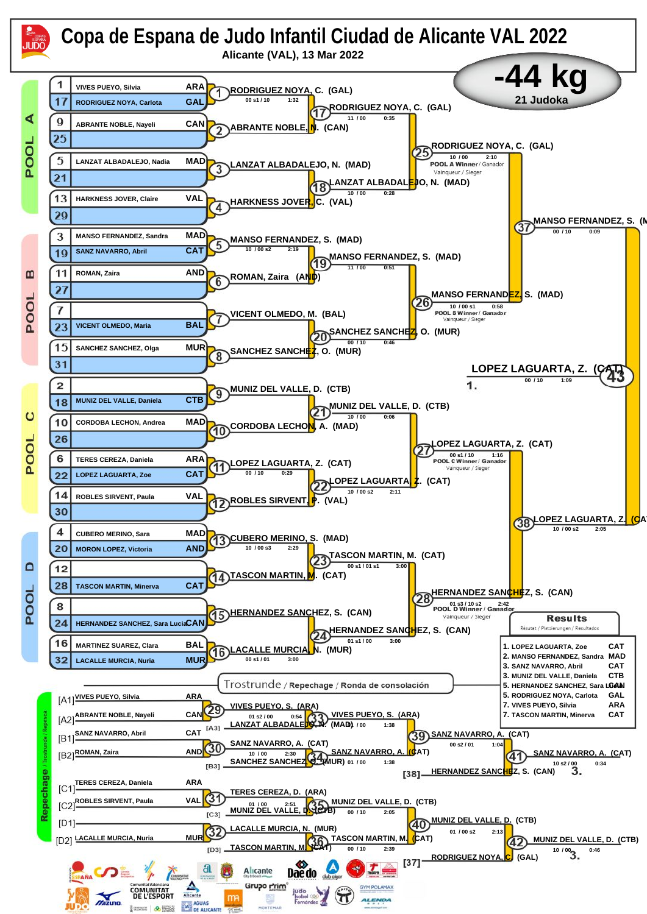# Copa de Espana de Judo Infantil Ciudad de Alicante VAL 2022

Alicante (VAL), 13 Mar 2022

## -44 kg

21 Judoka

### POOL A

| Seed | Name | Club |
|---|---|---|
| 1 | VIVES PUEYO, Silvia | ARA |
| 17 | RODRIGUEZ NOYA, Carlota | GAL |
| 9 | ABRANTE NOBLE, Nayeli | CAN |
| 25 | | |
| 5 | LANZAT ALBADALEJO, Nadia | MAD |
| 21 | | |
| 13 | HARKNESS JOVER, Claire | VAL |
| 29 | | |

- (1) RODRIGUEZ NOYA, C. (GAL) — 00 s1 / 10 — 1:32
- (2) ABRANTE NOBLE, N. (CAN)
- (3) LANZAT ALBADALEJO, N. (MAD)
- (4) HARKNESS JOVER, C. (VAL)
- (17) RODRIGUEZ NOYA, C. (GAL) — 11 / 00 — 0:35
- (18) LANZAT ALBADALEJO, N. (MAD) — 10 / 00 — 0:28
- (25) RODRIGUEZ NOYA, C. (GAL) — 10 / 00 — 2:10 — POOL A Winner / Ganador / Vainqueur / Sieger

### POOL B

| Seed | Name | Club |
|---|---|---|
| 3 | MANSO FERNANDEZ, Sandra | MAD |
| 19 | SANZ NAVARRO, Abril | CAT |
| 11 | ROMAN, Zaira | AND |
| 27 | | |
| 7 | | |
| 23 | VICENT OLMEDO, Maria | BAL |
| 15 | SANCHEZ SANCHEZ, Olga | MUR |
| 31 | | |

- (5) MANSO FERNANDEZ, S. (MAD) — 10 / 00 s2 — 2:19
- (6) ROMAN, Zaira (AND)
- (7) VICENT OLMEDO, M. (BAL)
- (8) SANCHEZ SANCHEZ, O. (MUR)
- (19) MANSO FERNANDEZ, S. (MAD) — 11 / 00 — 0:51
- (20) SANCHEZ SANCHEZ, O. (MUR) — 00 / 10 — 0:46
- (26) MANSO FERNANDEZ, S. (MAD) — 10 / 00 s1 — 0:58 — POOL B Winner / Ganador / Vainqueur / Sieger
- (37) MANSO FERNANDEZ, S. (MAD) — 00 / 10 — 0:09

### POOL C

| Seed | Name | Club |
|---|---|---|
| 2 | | |
| 18 | MUNIZ DEL VALLE, Daniela | CTB |
| 10 | CORDOBA LECHON, Andrea | MAD |
| 26 | | |
| 6 | TERES CEREZA, Daniela | ARA |
| 22 | LOPEZ LAGUARTA, Zoe | CAT |
| 14 | ROBLES SIRVENT, Paula | VAL |
| 30 | | |

- (9) MUNIZ DEL VALLE, D. (CTB)
- (10) CORDOBA LECHON, A. (MAD)
- (11) LOPEZ LAGUARTA, Z. (CAT) — 00 / 10 — 0:29
- (12) ROBLES SIRVENT, P. (VAL)
- (21) MUNIZ DEL VALLE, D. (CTB) — 10 / 00 — 0:06
- (22) LOPEZ LAGUARTA, Z. (CAT) — 10 / 00 s2 — 2:11
- (27) LOPEZ LAGUARTA, Z. (CAT) — 00 s1 / 10 — 1:16 — POOL C Winner / Ganador / Vainqueur / Sieger

### POOL D

| Seed | Name | Club |
|---|---|---|
| 4 | CUBERO MERINO, Sara | MAD |
| 20 | MORON LOPEZ, Victoria | AND |
| 12 | | |
| 28 | TASCON MARTIN, Minerva | CAT |
| 8 | | |
| 24 | HERNANDEZ SANCHEZ, Sara Lucia | CAN |
| 16 | MARTINEZ SUAREZ, Clara | BAL |
| 32 | LACALLE MURCIA, Nuria | MUR |

- (13) CUBERO MERINO, S. (MAD) — 10 / 00 s3 — 2:29
- (14) TASCON MARTIN, M. (CAT)
- (15) HERNANDEZ SANCHEZ, S. (CAN)
- (16) LACALLE MURCIA, N. (MUR) — 00 s1 / 01 — 3:00
- (23) TASCON MARTIN, M. (CAT) — 00 s1 / 01 s1 — 3:00
- (24) HERNANDEZ SANCHEZ, S. (CAN) — 01 s1 / 00 — 3:00
- (28) HERNANDEZ SANCHEZ, S. (CAN) — 01 s3 / 10 s2 — 2:42 — POOL D Winner / Ganador / Vainqueur / Sieger
- (38) LOPEZ LAGUARTA, Z. (CAT) — 10 / 00 s2 — 2:05

### Final

- (43) LOPEZ LAGUARTA, Z. (CAT) — 00 / 10 — 1:09 — 1.

### Trostrunde / Repechage / Ronda de consolación

| | Name | Club |
|---|---|---|
| [A1] | VIVES PUEYO, Silvia | ARA |
| [A2] | ABRANTE NOBLE, Nayeli | CAN |
| [B1] | SANZ NAVARRO, Abril | CAT |
| [B2] | ROMAN, Zaira | AND |
| [C1] | TERES CEREZA, Daniela | ARA |
| [C2] | ROBLES SIRVENT, Paula | VAL |
| [D1] | | |
| [D2] | LACALLE MURCIA, Nuria | MUR |

- (29) VIVES PUEYO, S. (ARA) — 01 s2 / 00 — 0:54
- (33) VIVES PUEYO, S. (ARA) vs [A3] LANZAT ALBADALEJO, N. (MAD) — 11 / 00 — 1:38
- (30) SANZ NAVARRO, A. (CAT) — 10 / 00 — 2:30
- (34) SANZ NAVARRO, A. (CAT) vs [B3] SANCHEZ SANCHEZ, O. (MUR) — 01 / 00 — 1:38
- (39) SANZ NAVARRO, A. (CAT) — 00 s2 / 01 — 1:04
- (41) SANZ NAVARRO, A. (CAT) vs [38] HERNANDEZ SANCHEZ, S. (CAN) — 10 s2 / 00 — 0:34 — 3.
- (31) TERES CEREZA, D. (ARA) — 01 / 00 — 2:51
- (35) MUNIZ DEL VALLE, D. (CTB) vs [C3] MUNIZ DEL VALLE, D. (CTB) — 00 / 10 — 2:05
- (32) LACALLE MURCIA, N. (MUR)
- (36) TASCON MARTIN, M. (CAT) vs [D3] TASCON MARTIN, M. (CAT) — 00 / 10 — 2:39
- (40) MUNIZ DEL VALLE, D. (CTB) — 01 / 00 s2 — 2:13
- (42) MUNIZ DEL VALLE, D. (CTB) vs [37] RODRIGUEZ NOYA, C. (GAL) — 10 / 00 — 0:46 — 3.

### Results

Résutat / Platzierungen / Resultados

| Place | Name | Club |
|---|---|---|
| 1. | LOPEZ LAGUARTA, Zoe | CAT |
| 2. | MANSO FERNANDEZ, Sandra | MAD |
| 3. | SANZ NAVARRO, Abril | CAT |
| 3. | MUNIZ DEL VALLE, Daniela | CTB |
| 5. | HERNANDEZ SANCHEZ, Sara Lucia | CAN |
| 5. | RODRIGUEZ NOYA, Carlota | GAL |
| 7. | VIVES PUEYO, Silvia | ARA |
| 7. | TASCON MARTIN, Minerva | CAT |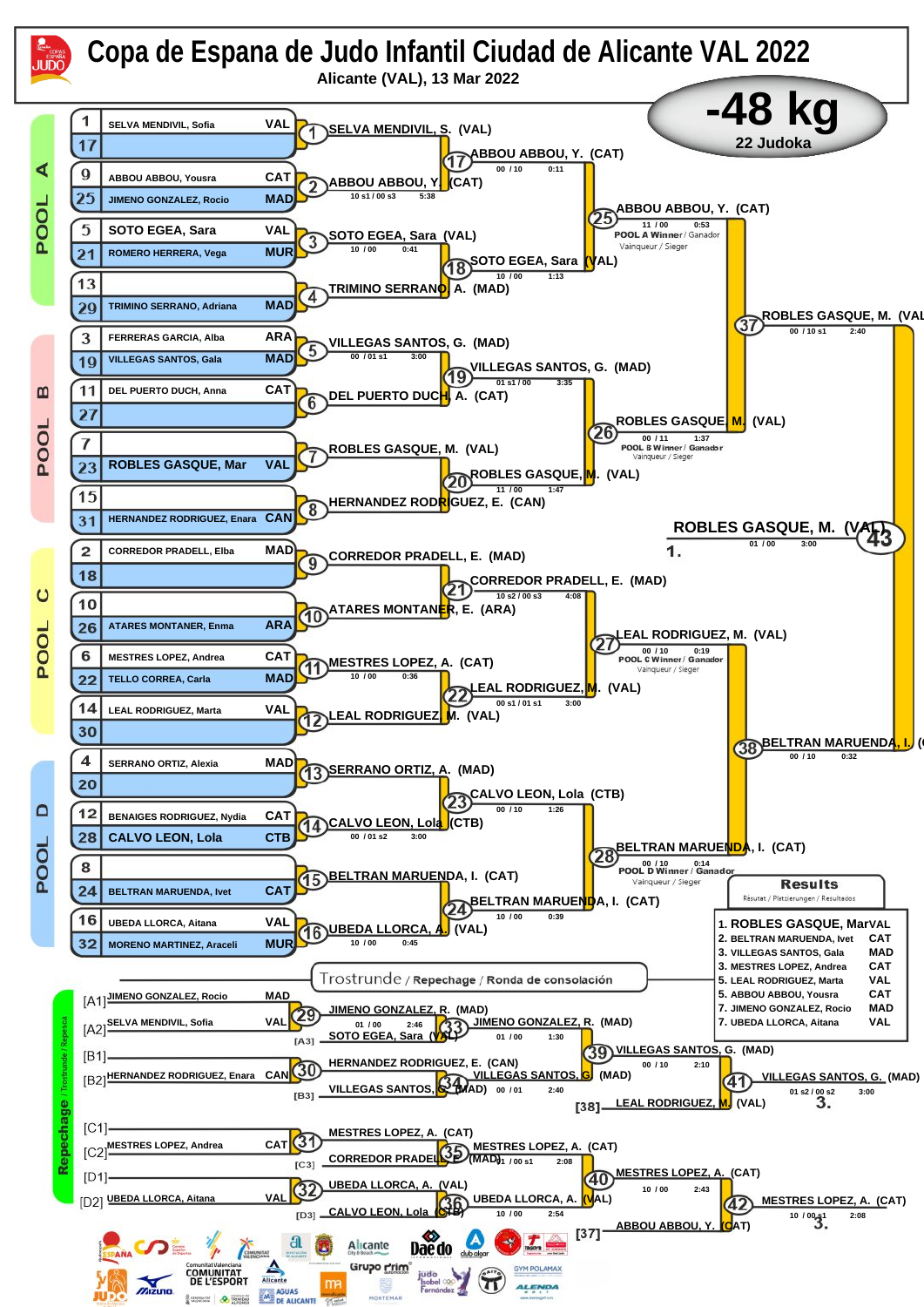# Copa de Espana de Judo Infantil Ciudad de Alicante VAL 2022

Alicante (VAL), 13 Mar 2022

## -48 kg

22 Judoka

### POOL A

| No. | Name | Club |
|---|---|---|
| 1 | SELVA MENDIVIL, Sofia | VAL |
| 17 | | |
| 9 | ABBOU ABBOU, Yousra | CAT |
| 25 | JIMENO GONZALEZ, Rocio | MAD |
| 5 | SOTO EGEA, Sara | VAL |
| 21 | ROMERO HERRERA, Vega | MUR |
| 13 | | |
| 29 | TRIMINO SERRANO, Adriana | MAD |

- (1) SELVA MENDIVIL, S. (VAL)
- (2) ABBOU ABBOU, Y. (CAT) — 10 s1 / 00 s3 — 5:38
- (3) SOTO EGEA, Sara (VAL) — 10 / 00 — 0:41
- (4) TRIMINO SERRANO, A. (MAD)
- (17) ABBOU ABBOU, Y. (CAT) — 00 / 10 — 0:11
- (18) SOTO EGEA, Sara (VAL) — 10 / 00 — 1:13
- (25) ABBOU ABBOU, Y. (CAT) — 11 / 00 — 0:53 — POOL A Winner / Ganador / Vainqueur / Sieger

### POOL B

| No. | Name | Club |
|---|---|---|
| 3 | FERRERAS GARCIA, Alba | ARA |
| 19 | VILLEGAS SANTOS, Gala | MAD |
| 11 | DEL PUERTO DUCH, Anna | CAT |
| 27 | | |
| 7 | | |
| 23 | ROBLES GASQUE, Mar | VAL |
| 15 | | |
| 31 | HERNANDEZ RODRIGUEZ, Enara | CAN |

- (5) VILLEGAS SANTOS, G. (MAD) — 00 / 01 s1 — 3:00
- (6) DEL PUERTO DUCH, A. (CAT)
- (7) ROBLES GASQUE, M. (VAL)
- (8) HERNANDEZ RODRIGUEZ, E. (CAN)
- (19) VILLEGAS SANTOS, G. (MAD) — 01 s1 / 00 — 3:35
- (20) ROBLES GASQUE, M. (VAL) — 11 / 00 — 1:47
- (26) ROBLES GASQUE, M. (VAL) — 00 / 11 — 1:37 — POOL B Winner / Ganador / Vainqueur / Sieger
- (37) ROBLES GASQUE, M. (VAL) — 00 / 10 s1 — 2:40

### POOL C

| No. | Name | Club |
|---|---|---|
| 2 | CORREDOR PRADELL, Elba | MAD |
| 18 | | |
| 10 | | |
| 26 | ATARES MONTANER, Enma | ARA |
| 6 | MESTRES LOPEZ, Andrea | CAT |
| 22 | TELLO CORREA, Carla | MAD |
| 14 | LEAL RODRIGUEZ, Marta | VAL |
| 30 | | |

- (9) CORREDOR PRADELL, E. (MAD)
- (10) ATARES MONTANER, E. (ARA)
- (11) MESTRES LOPEZ, A. (CAT) — 10 / 00 — 0:36
- (12) LEAL RODRIGUEZ, M. (VAL)
- (21) CORREDOR PRADELL, E. (MAD) — 10 s2 / 00 s3 — 4:08
- (22) LEAL RODRIGUEZ, M. (VAL) — 00 s1 / 01 s1 — 3:00
- (27) LEAL RODRIGUEZ, M. (VAL) — 00 / 10 — 0:19 — POOL C Winner / Ganador / Vainqueur / Sieger

### POOL D

| No. | Name | Club |
|---|---|---|
| 4 | SERRANO ORTIZ, Alexia | MAD |
| 20 | | |
| 12 | BENAIGES RODRIGUEZ, Nydia | CAT |
| 28 | CALVO LEON, Lola | CTB |
| 8 | | |
| 24 | BELTRAN MARUENDA, Ivet | CAT |
| 16 | UBEDA LLORCA, Aitana | VAL |
| 32 | MORENO MARTINEZ, Araceli | MUR |

- (13) SERRANO ORTIZ, A. (MAD)
- (14) CALVO LEON, Lola (CTB) — 00 / 01 s2 — 3:00
- (15) BELTRAN MARUENDA, I. (CAT)
- (16) UBEDA LLORCA, A. (VAL) — 10 / 00 — 0:45
- (23) CALVO LEON, Lola (CTB) — 00 / 10 — 1:26
- (24) BELTRAN MARUENDA, I. (CAT) — 10 / 00 — 0:39
- (28) BELTRAN MARUENDA, I. (CAT) — 00 / 10 — 0:14 — POOL D Winner / Ganador / Vainqueur / Sieger
- (38) BELTRAN MARUENDA, I. (CAT) — 00 / 10 — 0:32

### Final

- (43) ROBLES GASQUE, M. (VAL) — 01 / 00 — 3:00 — 1.

### Trostrunde / Repechage / Ronda de consolación

- [A1] JIMENO GONZALEZ, Rocio (MAD)
- [A2] SELVA MENDIVIL, Sofia (VAL)
- (29) JIMENO GONZALEZ, R. (MAD) — 01 / 00 — 2:46
- [A3] SOTO EGEA, Sara (VAL)
- (33) JIMENO GONZALEZ, R. (MAD) — 01 / 00 — 1:30
- [B1]
- [B2] HERNANDEZ RODRIGUEZ, Enara (CAN)
- (30) HERNANDEZ RODRIGUEZ, E. (CAN)
- [B3] VILLEGAS SANTOS, G. (MAD)
- (34) VILLEGAS SANTOS, G. (MAD) — 00 / 01 — 2:40
- (39) VILLEGAS SANTOS, G. (MAD) — 00 / 10 — 2:10
- [38] LEAL RODRIGUEZ, M. (VAL)
- (41) VILLEGAS SANTOS, G. (MAD) — 01 s2 / 00 s2 — 3:00 — 3.
- [C1]
- [C2] MESTRES LOPEZ, Andrea (CAT)
- (31) MESTRES LOPEZ, A. (CAT)
- [C3] CORREDOR PRADELL, E. (MAD)
- (35) MESTRES LOPEZ, A. (CAT) — 01 / 00 s1 — 2:08
- [D1]
- [D2] UBEDA LLORCA, Aitana (VAL)
- (32) UBEDA LLORCA, A. (VAL)
- [D3] CALVO LEON, Lola (CTB)
- (36) UBEDA LLORCA, A. (VAL) — 10 / 00 — 2:54
- (40) MESTRES LOPEZ, A. (CAT) — 10 / 00 — 2:43
- [37] ABBOU ABBOU, Y. (CAT)
- (42) MESTRES LOPEZ, A. (CAT) — 10 / 00 s1 — 2:08 — 3.

### Results

Résutat / Platzierungen / Resultados

| Place | Name | Club |
|---|---|---|
| 1. | ROBLES GASQUE, Mar | VAL |
| 2. | BELTRAN MARUENDA, Ivet | CAT |
| 3. | VILLEGAS SANTOS, Gala | MAD |
| 3. | MESTRES LOPEZ, Andrea | CAT |
| 5. | LEAL RODRIGUEZ, Marta | VAL |
| 5. | ABBOU ABBOU, Yousra | CAT |
| 7. | JIMENO GONZALEZ, Rocio | MAD |
| 7. | UBEDA LLORCA, Aitana | VAL |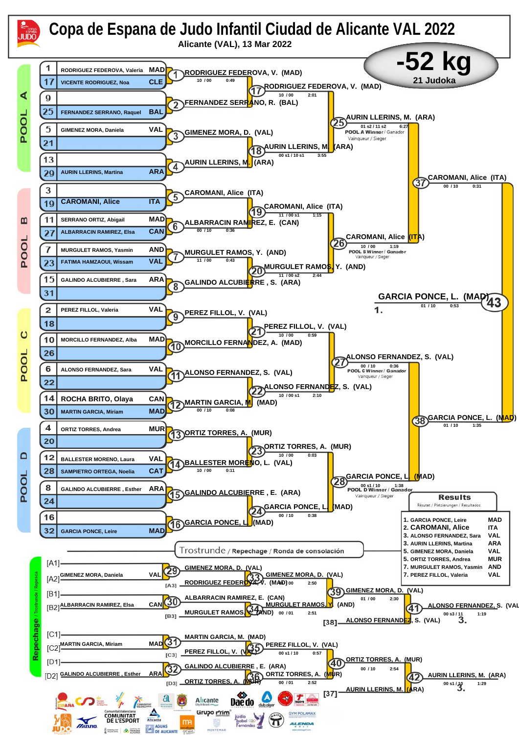# Copa de Espana de Judo Infantil Ciudad de Alicante VAL 2022

Alicante (VAL), 13 Mar 2022

## -52 kg

21 Judoka

### POOL A

| # | Name | Country |
|---|---|---|
| 1 | RODRIGUEZ FEDEROVA, Valeria | MAD |
| 17 | VICENTE RODRIGUEZ, Noa | CLE |
| 9 | | |
| 25 | FERNANDEZ SERRANO, Raquel | BAL |
| 5 | GIMENEZ MORA, Daniela | VAL |
| 21 | | |
| 13 | | |
| 29 | AURIN LLERINS, Martina | ARA |

- 1: RODRIGUEZ FEDEROVA, V. (MAD) 10 / 00 0:49
- 2: FERNANDEZ SERRANO, R. (BAL)
- 3: GIMENEZ MORA, D. (VAL)
- 4: AURIN LLERINS, M. (ARA)
- 17: RODRIGUEZ FEDEROVA, V. (MAD) 10 / 00 2:01
- 18: AURIN LLERINS, M. (ARA) 00 s1 / 10 s1 3:55
- 25: AURIN LLERINS, M. (ARA) 01 s2 / 11 s2 6:27 — POOL A Winner / Ganador / Vainqueur / Sieger

### POOL B

| # | Name | Country |
|---|---|---|
| 3 | | |
| 19 | CAROMANI, Alice | ITA |
| 11 | SERRANO ORTIZ, Abigail | MAD |
| 27 | ALBARRACIN RAMIREZ, Elsa | CAN |
| 7 | MURGULET RAMOS, Yasmin | AND |
| 23 | FATIMA HAMZAOUI, Wissam | VAL |
| 15 | GALINDO ALCUBIERRE , Sara | ARA |
| 31 | | |

- 5: CAROMANI, Alice (ITA)
- 6: ALBARRACIN RAMIREZ, E. (CAN) 00 / 10 0:36
- 7: MURGULET RAMOS, Y. (AND) 11 / 00 0:43
- 8: GALINDO ALCUBIERRE , S. (ARA)
- 19: CAROMANI, Alice (ITA) 11 / 00 s1 1:15
- 20: MURGULET RAMOS, Y. (AND) 11 / 00 s2 2:44
- 26: CAROMANI, Alice (ITA) 10 / 00 1:19 — POOL B Winner / Ganador / Vainqueur / Sieger
- 37: CAROMANI, Alice (ITA) 00 / 10 0:31

### POOL C

| # | Name | Country |
|---|---|---|
| 2 | PEREZ FILLOL, Valeria | VAL |
| 18 | | |
| 10 | MORCILLO FERNANDEZ, Alba | MAD |
| 26 | | |
| 6 | ALONSO FERNANDEZ, Sara | VAL |
| 22 | | |
| 14 | ROCHA BRITO, Olaya | CAN |
| 30 | MARTIN GARCIA, Miriam | MAD |

- 9: PEREZ FILLOL, V. (VAL)
- 10: MORCILLO FERNANDEZ, A. (MAD)
- 11: ALONSO FERNANDEZ, S. (VAL)
- 12: MARTIN GARCIA, M. (MAD) 00 / 10 0:08
- 21: PEREZ FILLOL, V. (VAL) 10 / 00 0:59
- 22: ALONSO FERNANDEZ, S. (VAL) 10 / 00 s1 2:10
- 27: ALONSO FERNANDEZ, S. (VAL) 00 / 10 0:36 — POOL C Winner / Ganador / Vainqueur / Sieger

### POOL D

| # | Name | Country |
|---|---|---|
| 4 | ORTIZ TORRES, Andrea | MUR |
| 20 | | |
| 12 | BALLESTER MORENO, Laura | VAL |
| 28 | SAMPIETRO ORTEGA, Noelia | CAT |
| 8 | GALINDO ALCUBIERRE , Esther | ARA |
| 24 | | |
| 16 | | |
| 32 | GARCIA PONCE, Leire | MAD |

- 13: ORTIZ TORRES, A. (MUR)
- 14: BALLESTER MORENO, L. (VAL) 10 / 00 0:11
- 15: GALINDO ALCUBIERRE , E. (ARA)
- 16: GARCIA PONCE, L. (MAD)
- 23: ORTIZ TORRES, A. (MUR) 10 / 00 0:03
- 24: GARCIA PONCE, L. (MAD) 00 / 10 0:38
- 28: GARCIA PONCE, L. (MAD) 00 s1 / 10 1:38 — POOL D Winner / Ganador / Vainqueur / Sieger
- 38: GARCIA PONCE, L. (MAD) 01 / 10 1:35

### Final

- 43: GARCIA PONCE, L. (MAD) 01 / 10 0:53 — 1.

### Trostrunde / Repechage / Ronda de consolación

- [A1]
- [A2] GIMENEZ MORA, Daniela VAL
- 29: GIMENEZ MORA, D. (VAL)
- [A3] RODRIGUEZ FEDEROVA, V. (MAD)
- 33: GIMENEZ MORA, D. (VAL) 10 / 00 2:50
- [B1]
- [B2] ALBARRACIN RAMIREZ, Elsa CAN
- 30: ALBARRACIN RAMIREZ, E. (CAN)
- [B3] MURGULET RAMOS, Y. (AND)
- 34: MURGULET RAMOS, Y. (AND) 00 / 01 2:51
- 39: GIMENEZ MORA, D. (VAL) 01 / 00 2:30
- [38] ALONSO FERNANDEZ, S. (VAL)
- 41: ALONSO FERNANDEZ, S. (VAL) 00 s3 / 11 1:19 — 3.
- [C1]
- [C2] MARTIN GARCIA, Miriam MAD
- 31: MARTIN GARCIA, M. (MAD)
- [C3] PEREZ FILLOL, V. (VAL)
- 35: PEREZ FILLOL, V. (VAL) 00 s1 / 10 0:57
- [D1]
- [D2] GALINDO ALCUBIERRE , Esther ARA
- 32: GALINDO ALCUBIERRE , E. (ARA)
- [D3] ORTIZ TORRES, A. (MUR)
- 36: ORTIZ TORRES, A. (MUR) 00 / 01 2:52
- 40: ORTIZ TORRES, A. (MUR) 00 / 10 2:54
- [37] AURIN LLERINS, M. (ARA)
- 42: AURIN LLERINS, M. (ARA) 00 s1 / 10 1:29 — 3.

### Results

Résutat / Platzierungen / Resultados

| Place | Name | Country |
|---|---|---|
| 1. | GARCIA PONCE, Leire | MAD |
| 2. | CAROMANI, Alice | ITA |
| 3. | ALONSO FERNANDEZ, Sara | VAL |
| 3. | AURIN LLERINS, Martina | ARA |
| 5. | GIMENEZ MORA, Daniela | VAL |
| 5. | ORTIZ TORRES, Andrea | MUR |
| 7. | MURGULET RAMOS, Yasmin | AND |
| 7. | PEREZ FILLOL, Valeria | VAL |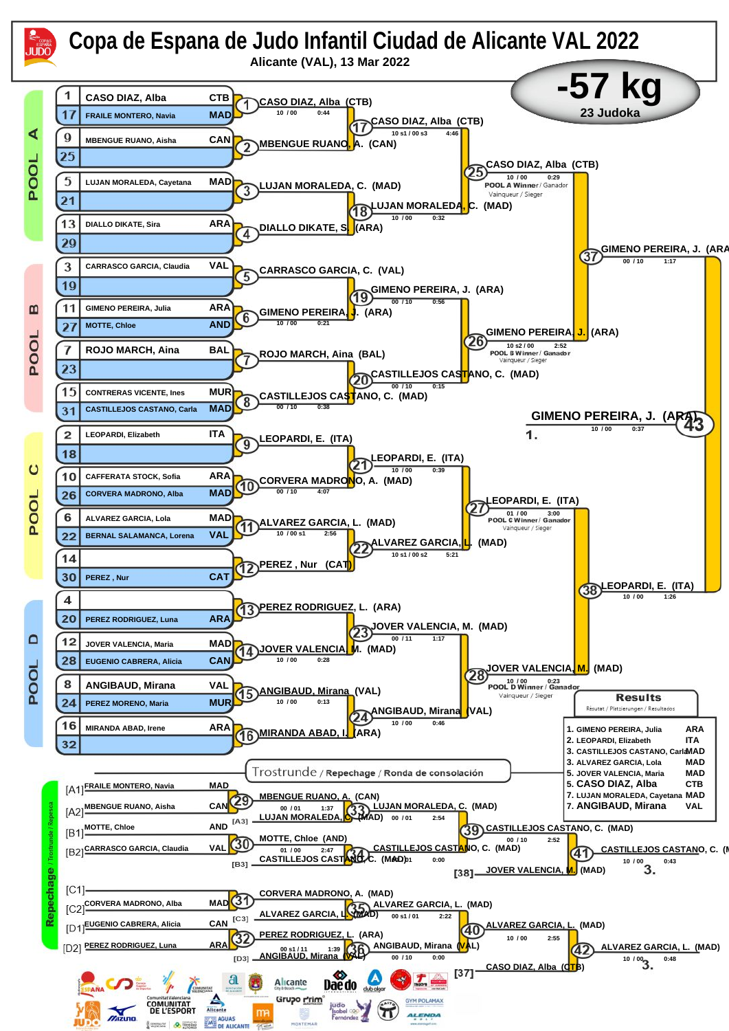# Copa de Espana de Judo Infantil Ciudad de Alicante VAL 2022

Alicante (VAL), 13 Mar 2022

## -57 kg

23 Judoka

### POOL A

| # | Name | Club |
|---|---|---|
| 1 | CASO DIAZ, Alba | CTB |
| 17 | FRAILE MONTERO, Navia | MAD |
| 9 | MBENGUE RUANO, Aisha | CAN |
| 25 | | |
| 5 | LUJAN MORALEDA, Cayetana | MAD |
| 21 | | |
| 13 | DIALLO DIKATE, Sira | ARA |
| 29 | | |

### POOL B

| # | Name | Club |
|---|---|---|
| 3 | CARRASCO GARCIA, Claudia | VAL |
| 19 | | |
| 11 | GIMENO PEREIRA, Julia | ARA |
| 27 | MOTTE, Chloe | AND |
| 7 | ROJO MARCH, Aina | BAL |
| 23 | | |
| 15 | CONTRERAS VICENTE, Ines | MUR |
| 31 | CASTILLEJOS CASTANO, Carla | MAD |

### POOL C

| # | Name | Club |
|---|---|---|
| 2 | LEOPARDI, Elizabeth | ITA |
| 18 | | |
| 10 | CAFFERATA STOCK, Sofia | ARA |
| 26 | CORVERA MADRONO, Alba | MAD |
| 6 | ALVAREZ GARCIA, Lola | MAD |
| 22 | BERNAL SALAMANCA, Lorena | VAL |
| 14 | | |
| 30 | PEREZ , Nur | CAT |

### POOL D

| # | Name | Club |
|---|---|---|
| 4 | | |
| 20 | PEREZ RODRIGUEZ, Luna | ARA |
| 12 | JOVER VALENCIA, Maria | MAD |
| 28 | EUGENIO CABRERA, Alicia | CAN |
| 8 | ANGIBAUD, Mirana | VAL |
| 24 | PEREZ MORENO, Maria | MUR |
| 16 | MIRANDA ABAD, Irene | ARA |
| 32 | | |

### Main bracket

| Contest | Winner | Score | Time |
|---|---|---|---|
| 1 | CASO DIAZ, Alba (CTB) | 10 / 00 | 0:44 |
| 2 | MBENGUE RUANO, A. (CAN) | | |
| 3 | LUJAN MORALEDA, C. (MAD) | | |
| 4 | DIALLO DIKATE, S. (ARA) | | |
| 5 | CARRASCO GARCIA, C. (VAL) | | |
| 6 | GIMENO PEREIRA, J. (ARA) | 10 / 00 | 0:21 |
| 7 | ROJO MARCH, Aina (BAL) | | |
| 8 | CASTILLEJOS CASTANO, C. (MAD) | 00 / 10 | 0:38 |
| 9 | LEOPARDI, E. (ITA) | | |
| 10 | CORVERA MADRONO, A. (MAD) | 00 / 10 | 4:07 |
| 11 | ALVAREZ GARCIA, L. (MAD) | 10 / 00 s1 | 2:56 |
| 12 | PEREZ , Nur (CAT) | | |
| 13 | PEREZ RODRIGUEZ, L. (ARA) | | |
| 14 | JOVER VALENCIA, M. (MAD) | 10 / 00 | 0:28 |
| 15 | ANGIBAUD, Mirana (VAL) | 10 / 00 | 0:13 |
| 16 | MIRANDA ABAD, I. (ARA) | | |
| 17 | CASO DIAZ, Alba (CTB) | 10 s1 / 00 s3 | 4:46 |
| 18 | LUJAN MORALEDA, C. (MAD) | 10 / 00 | 0:32 |
| 19 | GIMENO PEREIRA, J. (ARA) | 00 / 10 | 0:56 |
| 20 | CASTILLEJOS CASTANO, C. (MAD) | 00 / 10 | 0:15 |
| 21 | LEOPARDI, E. (ITA) | 10 / 00 | 0:39 |
| 22 | ALVAREZ GARCIA, L. (MAD) | 10 s1 / 00 s2 | 5:21 |
| 23 | JOVER VALENCIA, M. (MAD) | 00 / 11 | 1:17 |
| 24 | ANGIBAUD, Mirana (VAL) | 10 / 00 | 0:46 |
| 25 | CASO DIAZ, Alba (CTB) — POOL A Winner / Ganador / Vainqueur / Sieger | 10 / 00 | 0:29 |
| 26 | GIMENO PEREIRA, J. (ARA) — POOL B Winner / Ganador / Vainqueur / Sieger | 10 s2 / 00 | 2:52 |
| 27 | LEOPARDI, E. (ITA) — POOL C Winner / Ganador / Vainqueur / Sieger | 01 / 00 | 3:00 |
| 28 | JOVER VALENCIA, M. (MAD) — POOL D Winner / Ganador / Vainqueur / Sieger | 10 / 00 | 0:23 |
| 37 | GIMENO PEREIRA, J. (ARA) | 00 / 10 | 1:17 |
| 38 | LEOPARDI, E. (ITA) | 10 / 00 | 1:26 |
| 43 | GIMENO PEREIRA, J. (ARA) — 1. | 10 / 00 | 0:37 |

### Trostrunde / Repechage / Ronda de consolación

| Pos | Name | Club |
|---|---|---|
| [A1] | FRAILE MONTERO, Navia | MAD |
| [A2] | MBENGUE RUANO, Aisha | CAN |
| [B1] | MOTTE, Chloe | AND |
| [B2] | CARRASCO GARCIA, Claudia | VAL |
| [C1] | | |
| [C2] | CORVERA MADRONO, Alba | MAD |
| [D1] | EUGENIO CABRERA, Alicia | CAN |
| [D2] | PEREZ RODRIGUEZ, Luna | ARA |

| Contest | Winner | Score | Time |
|---|---|---|---|
| 29 | MBENGUE RUANO, A. (CAN) | 00 / 01 | 1:37 |
| 30 | MOTTE, Chloe (AND) | 01 / 00 | 2:47 |
| 31 | CORVERA MADRONO, A. (MAD) | | |
| 32 | PEREZ RODRIGUEZ, L. (ARA) | 00 s1 / 11 | 1:39 |
| 33 | LUJAN MORALEDA, C. (MAD) [A3] vs MBENGUE RUANO | 00 / 01 | 2:54 |
| 34 | CASTILLEJOS CASTANO, C. (MAD) [B3] vs MOTTE | 00 / 01 | 0:00 |
| 35 | ALVAREZ GARCIA, L. (MAD) [C3] vs CORVERA MADRONO | 00 s1 / 01 | 2:22 |
| 36 | ANGIBAUD, Mirana (VAL) [D3] vs PEREZ RODRIGUEZ | 00 / 10 | 0:00 |
| 39 | CASTILLEJOS CASTANO, C. (MAD) | 00 / 10 | 2:52 |
| 40 | ALVAREZ GARCIA, L. (MAD) | 10 / 00 | 2:55 |
| 41 | CASTILLEJOS CASTANO, C. (MAD) vs [38] JOVER VALENCIA, M. (MAD) — 3. | 10 / 00 | 0:43 |
| 42 | ALVAREZ GARCIA, L. (MAD) vs [37] CASO DIAZ, Alba (CTB) — 3. | 10 / 00 | 0:48 |

### Results

Résutat / Platzierungen / Resultados

| Place | Name | Club |
|---|---|---|
| 1. | GIMENO PEREIRA, Julia | ARA |
| 2. | LEOPARDI, Elizabeth | ITA |
| 3. | CASTILLEJOS CASTANO, Carla | MAD |
| 3. | ALVAREZ GARCIA, Lola | MAD |
| 5. | JOVER VALENCIA, Maria | MAD |
| 5. | CASO DIAZ, Alba | CTB |
| 7. | LUJAN MORALEDA, Cayetana | MAD |
| 7. | ANGIBAUD, Mirana | VAL |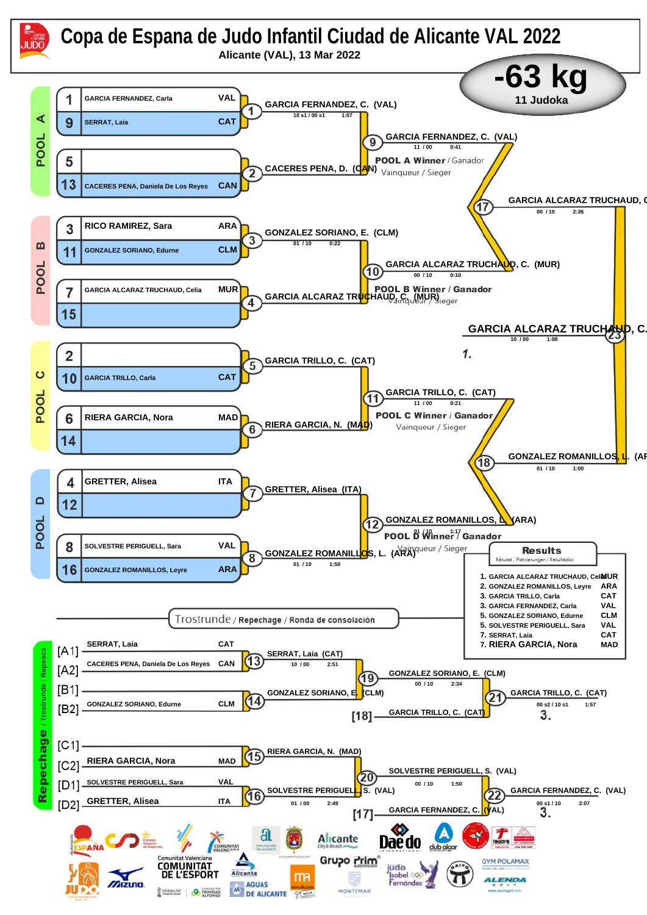# Copa de Espana de Judo Infantil Ciudad de Alicante VAL 2022

Alicante (VAL), 13 Mar 2022

**-63 kg**
11 Judoka

## POOL A

| No. | Name | Club |
|---|---|---|
| 1 | GARCIA FERNANDEZ, Carla | VAL |
| 9 | SERRAT, Laia | CAT |
| 5 | | |
| 13 | CACERES PENA, Daniela De Los Reyes | CAN |

- (1) GARCIA FERNANDEZ, C. (VAL) — 10 s1 / 00 s1 — 1:07
- (2) CACERES PENA, D. (CAN)
- (9) GARCIA FERNANDEZ, C. (VAL) — 11 / 00 — 0:41

POOL A Winner / Ganador / Vainqueur / Sieger

## POOL B

| No. | Name | Club |
|---|---|---|
| 3 | RICO RAMIREZ, Sara | ARA |
| 11 | GONZALEZ SORIANO, Edurne | CLM |
| 7 | GARCIA ALCARAZ TRUCHAUD, Celia | MUR |
| 15 | | |

- (3) GONZALEZ SORIANO, E. (CLM) — 01 / 10 — 0:22
- (4) GARCIA ALCARAZ TRUCHAUD, C. (MUR)
- (10) GARCIA ALCARAZ TRUCHAUD, C. (MUR) — 00 / 10 — 0:10

POOL B Winner / Ganador / Vainqueur / Sieger

## POOL C

| No. | Name | Club |
|---|---|---|
| 2 | | |
| 10 | GARCIA TRILLO, Carla | CAT |
| 6 | RIERA GARCIA, Nora | MAD |
| 14 | | |

- (5) GARCIA TRILLO, C. (CAT)
- (6) RIERA GARCIA, N. (MAD)
- (11) GARCIA TRILLO, C. (CAT) — 11 / 00 — 0:21

POOL C Winner / Ganador / Vainqueur / Sieger

## POOL D

| No. | Name | Club |
|---|---|---|
| 4 | GRETTER, Alisea | ITA |
| 12 | | |
| 8 | SOLVESTRE PERIGUELL, Sara | VAL |
| 16 | GONZALEZ ROMANILLOS, Leyre | ARA |

- (7) GRETTER, Alisea (ITA)
- (8) GONZALEZ ROMANILLOS, L. (ARA) — 01 / 10 — 1:50
- (12) GONZALEZ ROMANILLOS, L. (ARA) — 01 / 10 — 1:17

POOL D Winner / Ganador / Vainqueur / Sieger

## Semi-finals / Final

- (17) GARCIA ALCARAZ TRUCHAUD, C. — 00 / 10 — 2:36
- (18) GONZALEZ ROMANILLOS, L. (ARA) — 01 / 10 — 1:00
- (23) GARCIA ALCARAZ TRUCHAUD, C. — 10 / 00 — 1:08 — **1.**

## Trostrunde / Repechage / Ronda de consolación

| Slot | Name | Club |
|---|---|---|
| [A1] | SERRAT, Laia | CAT |
| [A2] | CACERES PENA, Daniela De Los Reyes | CAN |
| [B1] | | |
| [B2] | GONZALEZ SORIANO, Edurne | CLM |
| [C1] | | |
| [C2] | RIERA GARCIA, Nora | MAD |
| [D1] | SOLVESTRE PERIGUELL, Sara | VAL |
| [D2] | GRETTER, Alisea | ITA |

- (13) SERRAT, Laia (CAT) — 10 / 00 — 2:51
- (14) GONZALEZ SORIANO, E. (CLM)
- (19) GONZALEZ SORIANO, E. (CLM) — 00 / 10 — 2:34
- [18] GARCIA TRILLO, C. (CAT)
- (21) GARCIA TRILLO, C. (CAT) — 00 s2 / 10 s1 — 1:57 — **3.**
- (15) RIERA GARCIA, N. (MAD)
- (16) SOLVESTRE PERIGUELL, S. (VAL) — 01 / 00 — 2:49
- (20) SOLVESTRE PERIGUELL, S. (VAL) — 00 / 10 — 1:50
- [17] GARCIA FERNANDEZ, C. (VAL)
- (22) GARCIA FERNANDEZ, C. (VAL) — 00 s1 / 10 — 2:07 — **3.**

## Results

Résutat / Platzierungen / Resultados

| Place | Name | Club |
|---|---|---|
| 1. | GARCIA ALCARAZ TRUCHAUD, Celia | MUR |
| 2. | GONZALEZ ROMANILLOS, Leyre | ARA |
| 3. | GARCIA TRILLO, Carla | CAT |
| 3. | GARCIA FERNANDEZ, Carla | VAL |
| 5. | GONZALEZ SORIANO, Edurne | CLM |
| 5. | SOLVESTRE PERIGUELL, Sara | VAL |
| 7. | SERRAT, Laia | CAT |
| 7. | RIERA GARCIA, Nora | MAD |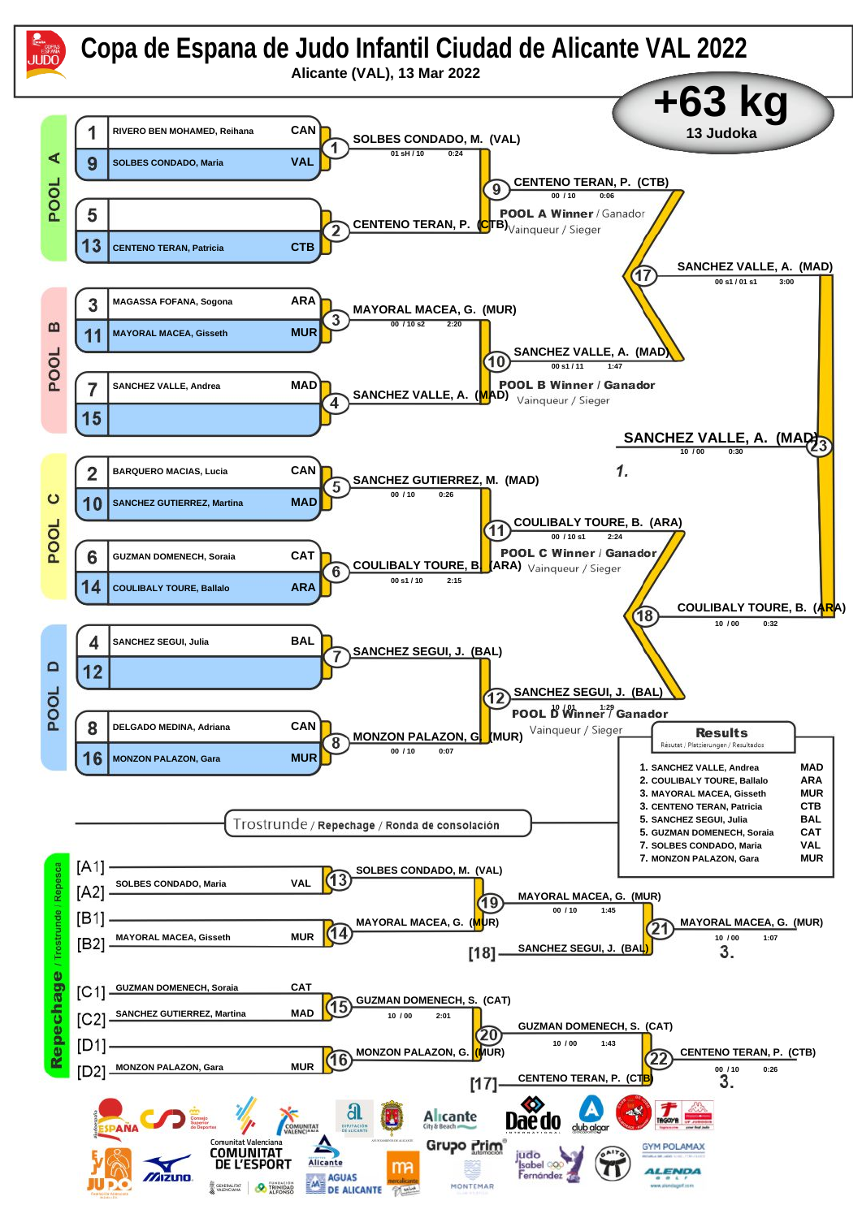# Copa de Espana de Judo Infantil Ciudad de Alicante VAL 2022

Alicante (VAL), 13 Mar 2022

**+63 kg**

13 Judoka

## POOL A

| | | |
|---|---|---|
| 1 | RIVERO BEN MOHAMED, Reihana | CAN |
| 9 | SOLBES CONDADO, Maria | VAL |
| 5 | | |
| 13 | CENTENO TERAN, Patricia | CTB |

1 SOLBES CONDADO, M. (VAL) 01 sH / 10 0:24

2 CENTENO TERAN, P. (CTB)

9 CENTENO TERAN, P. (CTB) 00 / 10 0:06

POOL A Winner / Ganador / Vainqueur / Sieger

## POOL B

| | | |
|---|---|---|
| 3 | MAGASSA FOFANA, Sogona | ARA |
| 11 | MAYORAL MACEA, Gisseth | MUR |
| 7 | SANCHEZ VALLE, Andrea | MAD |
| 15 | | |

3 MAYORAL MACEA, G. (MUR) 00 / 10 s2 2:20

4 SANCHEZ VALLE, A. (MAD)

10 SANCHEZ VALLE, A. (MAD) 00 s1 / 11 1:47

POOL B Winner / Ganador / Vainqueur / Sieger

17 SANCHEZ VALLE, A. (MAD) 00 s1 / 01 s1 3:00

23 SANCHEZ VALLE, A. (MAD) 10 / 00 0:30

1.

## POOL C

| | | |
|---|---|---|
| 2 | BARQUERO MACIAS, Lucia | CAN |
| 10 | SANCHEZ GUTIERREZ, Martina | MAD |
| 6 | GUZMAN DOMENECH, Soraia | CAT |
| 14 | COULIBALY TOURE, Ballalo | ARA |

5 SANCHEZ GUTIERREZ, M. (MAD) 00 / 10 0:26

6 COULIBALY TOURE, B. (ARA) 00 s1 / 10 2:15

11 COULIBALY TOURE, B. (ARA) 00 / 10 s1 2:24

POOL C Winner / Ganador / Vainqueur / Sieger

18 COULIBALY TOURE, B. (ARA) 10 / 00 0:32

## POOL D

| | | |
|---|---|---|
| 4 | SANCHEZ SEGUI, Julia | BAL |
| 12 | | |
| 8 | DELGADO MEDINA, Adriana | CAN |
| 16 | MONZON PALAZON, Gara | MUR |

7 SANCHEZ SEGUI, J. (BAL)

8 MONZON PALAZON, G. (MUR) 00 / 10 0:07

12 SANCHEZ SEGUI, J. (BAL) 10 / 01 1:29

POOL D Winner / Ganador / Vainqueur / Sieger

## Results

Résutat / Platzierungen / Resultados

| | | |
|---|---|---|
| 1. | SANCHEZ VALLE, Andrea | MAD |
| 2. | COULIBALY TOURE, Ballalo | ARA |
| 3. | MAYORAL MACEA, Gisseth | MUR |
| 3. | CENTENO TERAN, Patricia | CTB |
| 5. | SANCHEZ SEGUI, Julia | BAL |
| 5. | GUZMAN DOMENECH, Soraia | CAT |
| 7. | SOLBES CONDADO, Maria | VAL |
| 7. | MONZON PALAZON, Gara | MUR |

## Trostrunde / Repechage / Ronda de consolación

[A1]
[A2] SOLBES CONDADO, Maria VAL
[B1]
[B2] MAYORAL MACEA, Gisseth MUR

13 SOLBES CONDADO, M. (VAL)

14 MAYORAL MACEA, G. (MUR)

19 MAYORAL MACEA, G. (MUR) 00 / 10 1:45

[18] SANCHEZ SEGUI, J. (BAL)

21 MAYORAL MACEA, G. (MUR) 10 / 00 1:07

3.

[C1] GUZMAN DOMENECH, Soraia CAT
[C2] SANCHEZ GUTIERREZ, Martina MAD
[D1]
[D2] MONZON PALAZON, Gara MUR

15 GUZMAN DOMENECH, S. (CAT) 10 / 00 2:01

16 MONZON PALAZON, G. (MUR)

20 GUZMAN DOMENECH, S. (CAT) 10 / 00 1:43

[17] CENTENO TERAN, P. (CTB)

22 CENTENO TERAN, P. (CTB) 00 / 10 0:26

3.